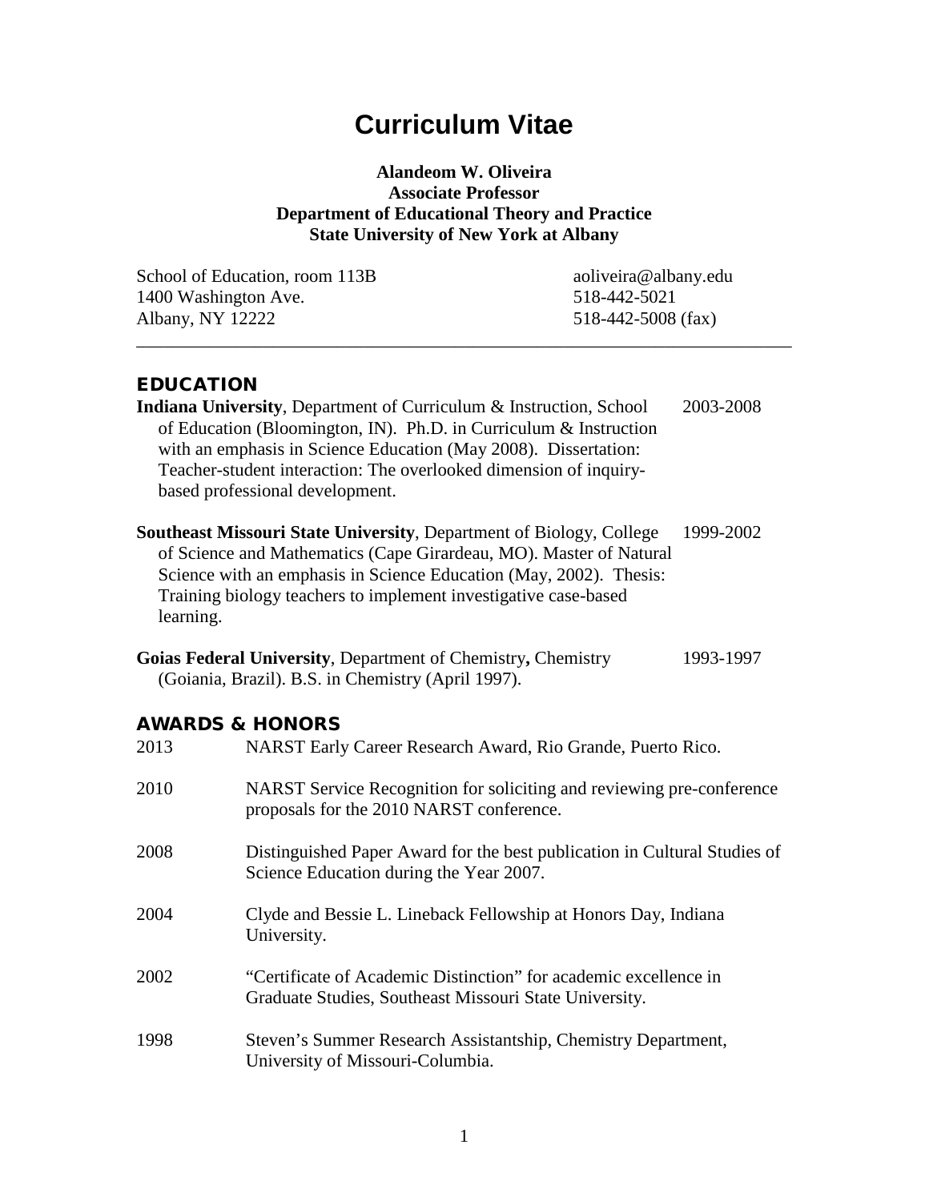# Curriculum Vitae

**Alandeom W. Oliveira**
**Associate Professor**
**Department of Educational Theory and Practice**
**State University of New York at Albany**

School of Education, room 113B
1400 Washington Ave.
Albany, NY 12222

aoliveira@albany.edu
518-442-5021
518-442-5008 (fax)

---

## EDUCATION

**Indiana University**, Department of Curriculum & Instruction, School of Education (Bloomington, IN). Ph.D. in Curriculum & Instruction with an emphasis in Science Education (May 2008). Dissertation: Teacher-student interaction: The overlooked dimension of inquiry-based professional development. 2003-2008

**Southeast Missouri State University**, Department of Biology, College of Science and Mathematics (Cape Girardeau, MO). Master of Natural Science with an emphasis in Science Education (May, 2002). Thesis: Training biology teachers to implement investigative case-based learning. 1999-2002

**Goias Federal University**, Department of Chemistry**,** Chemistry (Goiania, Brazil). B.S. in Chemistry (April 1997). 1993-1997

## AWARDS & HONORS

2013 NARST Early Career Research Award, Rio Grande, Puerto Rico.

2010 NARST Service Recognition for soliciting and reviewing pre-conference proposals for the 2010 NARST conference.

2008 Distinguished Paper Award for the best publication in Cultural Studies of Science Education during the Year 2007.

2004 Clyde and Bessie L. Lineback Fellowship at Honors Day, Indiana University.

2002 "Certificate of Academic Distinction" for academic excellence in Graduate Studies, Southeast Missouri State University.

1998 Steven's Summer Research Assistantship, Chemistry Department, University of Missouri-Columbia.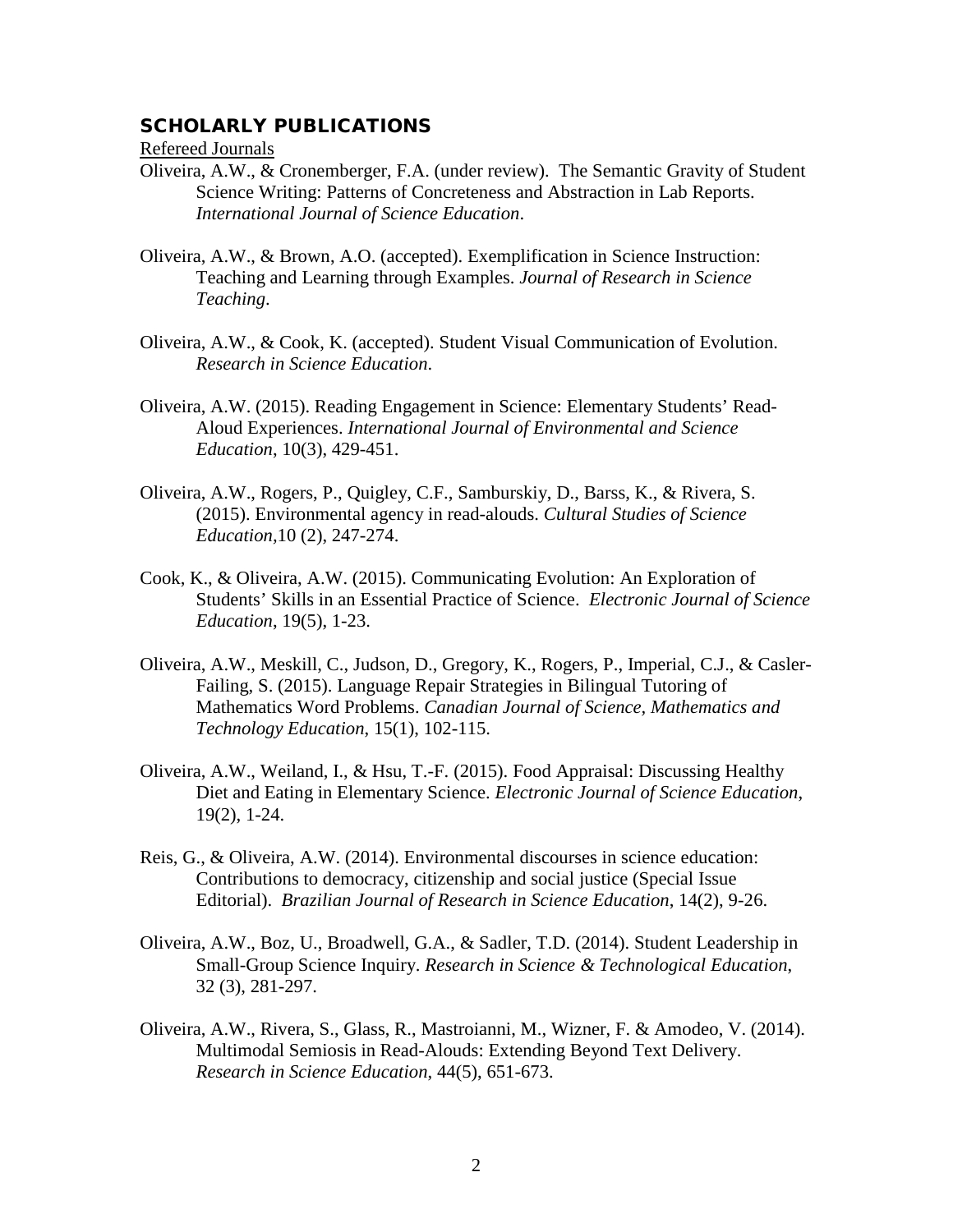## SCHOLARLY PUBLICATIONS

Refereed Journals

Oliveira, A.W., & Cronemberger, F.A. (under review). The Semantic Gravity of Student Science Writing: Patterns of Concreteness and Abstraction in Lab Reports. *International Journal of Science Education*.

Oliveira, A.W., & Brown, A.O. (accepted). Exemplification in Science Instruction: Teaching and Learning through Examples. *Journal of Research in Science Teaching*.

Oliveira, A.W., & Cook, K. (accepted). Student Visual Communication of Evolution. *Research in Science Education*.

Oliveira, A.W. (2015). Reading Engagement in Science: Elementary Students' Read-Aloud Experiences. *International Journal of Environmental and Science Education*, 10(3), 429-451.

Oliveira, A.W., Rogers, P., Quigley, C.F., Samburskiy, D., Barss, K., & Rivera, S. (2015). Environmental agency in read-alouds. *Cultural Studies of Science Education*,10 (2), 247-274.

Cook, K., & Oliveira, A.W. (2015). Communicating Evolution: An Exploration of Students' Skills in an Essential Practice of Science. *Electronic Journal of Science Education*, 19(5), 1-23.

Oliveira, A.W., Meskill, C., Judson, D., Gregory, K., Rogers, P., Imperial, C.J., & Casler-Failing, S. (2015). Language Repair Strategies in Bilingual Tutoring of Mathematics Word Problems. *Canadian Journal of Science, Mathematics and Technology Education*, 15(1), 102-115.

Oliveira, A.W., Weiland, I., & Hsu, T.-F. (2015). Food Appraisal: Discussing Healthy Diet and Eating in Elementary Science. *Electronic Journal of Science Education*, 19(2), 1-24.

Reis, G., & Oliveira, A.W. (2014). Environmental discourses in science education: Contributions to democracy, citizenship and social justice (Special Issue Editorial). *Brazilian Journal of Research in Science Education*, 14(2), 9-26.

Oliveira, A.W., Boz, U., Broadwell, G.A., & Sadler, T.D. (2014). Student Leadership in Small-Group Science Inquiry. *Research in Science & Technological Education*, 32 (3), 281-297.

Oliveira, A.W., Rivera, S., Glass, R., Mastroianni, M., Wizner, F. & Amodeo, V. (2014). Multimodal Semiosis in Read-Alouds: Extending Beyond Text Delivery. *Research in Science Education*, 44(5), 651-673.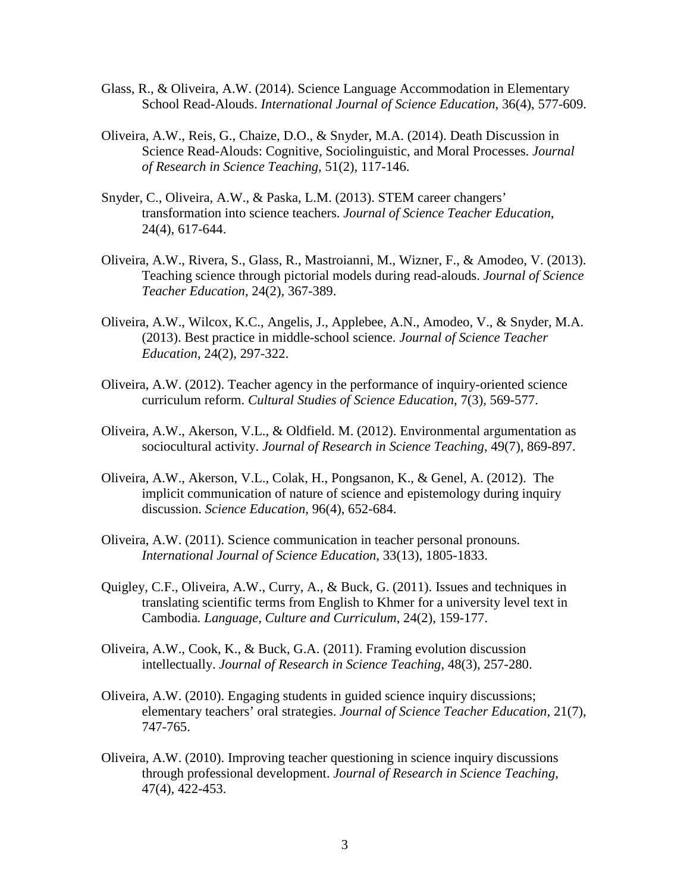Glass, R., & Oliveira, A.W. (2014). Science Language Accommodation in Elementary School Read-Alouds. *International Journal of Science Education*, 36(4), 577-609.

Oliveira, A.W., Reis, G., Chaize, D.O., & Snyder, M.A. (2014). Death Discussion in Science Read-Alouds: Cognitive, Sociolinguistic, and Moral Processes. *Journal of Research in Science Teaching*, 51(2), 117-146.

Snyder, C., Oliveira, A.W., & Paska, L.M. (2013). STEM career changers' transformation into science teachers. *Journal of Science Teacher Education*, 24(4), 617-644.

Oliveira, A.W., Rivera, S., Glass, R., Mastroianni, M., Wizner, F., & Amodeo, V. (2013). Teaching science through pictorial models during read-alouds. *Journal of Science Teacher Education*, 24(2), 367-389.

Oliveira, A.W., Wilcox, K.C., Angelis, J., Applebee, A.N., Amodeo, V., & Snyder, M.A. (2013). Best practice in middle-school science. *Journal of Science Teacher Education*, 24(2), 297-322.

Oliveira, A.W. (2012). Teacher agency in the performance of inquiry-oriented science curriculum reform. *Cultural Studies of Science Education*, 7(3), 569-577.

Oliveira, A.W., Akerson, V.L., & Oldfield. M. (2012). Environmental argumentation as sociocultural activity. *Journal of Research in Science Teaching*, 49(7), 869-897.

Oliveira, A.W., Akerson, V.L., Colak, H., Pongsanon, K., & Genel, A. (2012). The implicit communication of nature of science and epistemology during inquiry discussion. *Science Education*, 96(4), 652-684.

Oliveira, A.W. (2011). Science communication in teacher personal pronouns. *International Journal of Science Education*, 33(13), 1805-1833.

Quigley, C.F., Oliveira, A.W., Curry, A., & Buck, G. (2011). Issues and techniques in translating scientific terms from English to Khmer for a university level text in Cambodia. *Language, Culture and Curriculum*, 24(2), 159-177.

Oliveira, A.W., Cook, K., & Buck, G.A. (2011). Framing evolution discussion intellectually. *Journal of Research in Science Teaching*, 48(3), 257-280.

Oliveira, A.W. (2010). Engaging students in guided science inquiry discussions; elementary teachers' oral strategies. *Journal of Science Teacher Education*, 21(7), 747-765.

Oliveira, A.W. (2010). Improving teacher questioning in science inquiry discussions through professional development. *Journal of Research in Science Teaching*, 47(4), 422-453.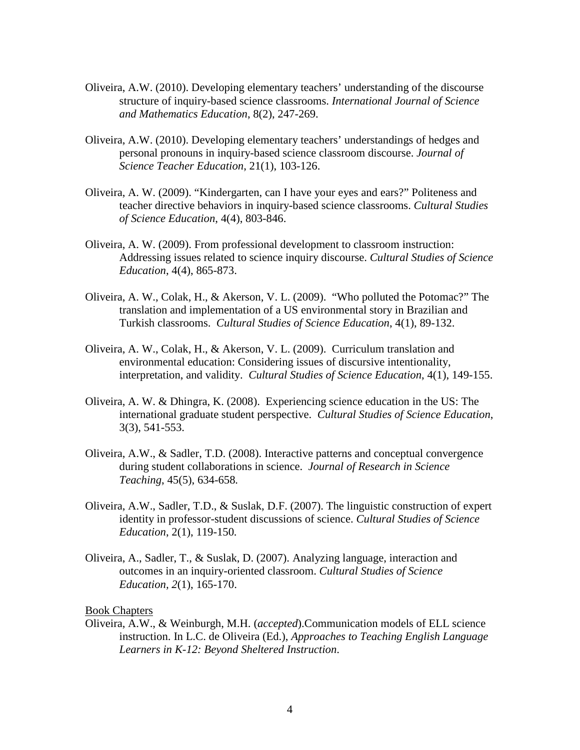Oliveira, A.W. (2010). Developing elementary teachers' understanding of the discourse structure of inquiry-based science classrooms. *International Journal of Science and Mathematics Education*, 8(2), 247-269.

Oliveira, A.W. (2010). Developing elementary teachers' understandings of hedges and personal pronouns in inquiry-based science classroom discourse. *Journal of Science Teacher Education*, 21(1), 103-126.

Oliveira, A. W. (2009). "Kindergarten, can I have your eyes and ears?" Politeness and teacher directive behaviors in inquiry-based science classrooms. *Cultural Studies of Science Education*, 4(4), 803-846.

Oliveira, A. W. (2009). From professional development to classroom instruction: Addressing issues related to science inquiry discourse. *Cultural Studies of Science Education*, 4(4), 865-873.

Oliveira, A. W., Colak, H., & Akerson, V. L. (2009). "Who polluted the Potomac?" The translation and implementation of a US environmental story in Brazilian and Turkish classrooms. *Cultural Studies of Science Education*, 4(1), 89-132.

Oliveira, A. W., Colak, H., & Akerson, V. L. (2009). Curriculum translation and environmental education: Considering issues of discursive intentionality, interpretation, and validity. *Cultural Studies of Science Education*, 4(1), 149-155.

Oliveira, A. W. & Dhingra, K. (2008). Experiencing science education in the US: The international graduate student perspective. *Cultural Studies of Science Education*, 3(3), 541-553.

Oliveira, A.W., & Sadler, T.D. (2008). Interactive patterns and conceptual convergence during student collaborations in science. *Journal of Research in Science Teaching*, 45(5), 634-658.

Oliveira, A.W., Sadler, T.D., & Suslak, D.F. (2007). The linguistic construction of expert identity in professor-student discussions of science. *Cultural Studies of Science Education*, 2(1), 119-150.

Oliveira, A., Sadler, T., & Suslak, D. (2007). Analyzing language, interaction and outcomes in an inquiry-oriented classroom. *Cultural Studies of Science Education, 2*(1), 165-170.

<u>Book Chapters</u>

Oliveira, A.W., & Weinburgh, M.H. (*accepted*).Communication models of ELL science instruction. In L.C. de Oliveira (Ed.), *Approaches to Teaching English Language Learners in K-12: Beyond Sheltered Instruction*.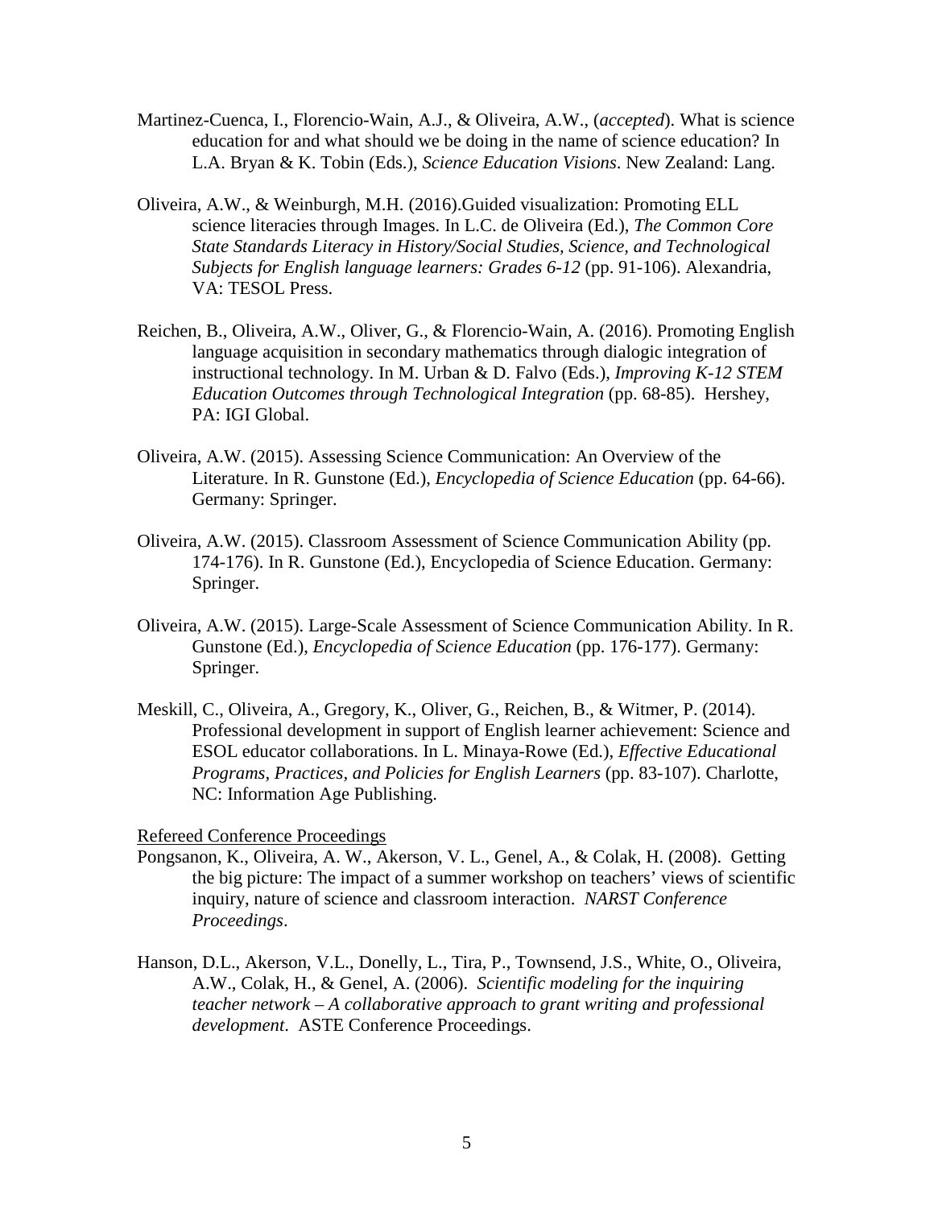Martinez-Cuenca, I., Florencio-Wain, A.J., & Oliveira, A.W., (*accepted*). What is science education for and what should we be doing in the name of science education? In L.A. Bryan & K. Tobin (Eds.), *Science Education Visions*. New Zealand: Lang.

Oliveira, A.W., & Weinburgh, M.H. (2016).Guided visualization: Promoting ELL science literacies through Images. In L.C. de Oliveira (Ed.), *The Common Core State Standards Literacy in History/Social Studies, Science, and Technological Subjects for English language learners: Grades 6-12* (pp. 91-106). Alexandria, VA: TESOL Press.

Reichen, B., Oliveira, A.W., Oliver, G., & Florencio-Wain, A. (2016). Promoting English language acquisition in secondary mathematics through dialogic integration of instructional technology. In M. Urban & D. Falvo (Eds.), *Improving K-12 STEM Education Outcomes through Technological Integration* (pp. 68-85). Hershey, PA: IGI Global.

Oliveira, A.W. (2015). Assessing Science Communication: An Overview of the Literature. In R. Gunstone (Ed.), *Encyclopedia of Science Education* (pp. 64-66). Germany: Springer.

Oliveira, A.W. (2015). Classroom Assessment of Science Communication Ability (pp. 174-176). In R. Gunstone (Ed.), Encyclopedia of Science Education. Germany: Springer.

Oliveira, A.W. (2015). Large-Scale Assessment of Science Communication Ability. In R. Gunstone (Ed.), *Encyclopedia of Science Education* (pp. 176-177). Germany: Springer.

Meskill, C., Oliveira, A., Gregory, K., Oliver, G., Reichen, B., & Witmer, P. (2014). Professional development in support of English learner achievement: Science and ESOL educator collaborations. In L. Minaya-Rowe (Ed.), *Effective Educational Programs, Practices, and Policies for English Learners* (pp. 83-107). Charlotte, NC: Information Age Publishing.

Refereed Conference Proceedings

Pongsanon, K., Oliveira, A. W., Akerson, V. L., Genel, A., & Colak, H. (2008). Getting the big picture: The impact of a summer workshop on teachers' views of scientific inquiry, nature of science and classroom interaction. *NARST Conference Proceedings*.

Hanson, D.L., Akerson, V.L., Donelly, L., Tira, P., Townsend, J.S., White, O., Oliveira, A.W., Colak, H., & Genel, A. (2006). *Scientific modeling for the inquiring teacher network – A collaborative approach to grant writing and professional development.* ASTE Conference Proceedings.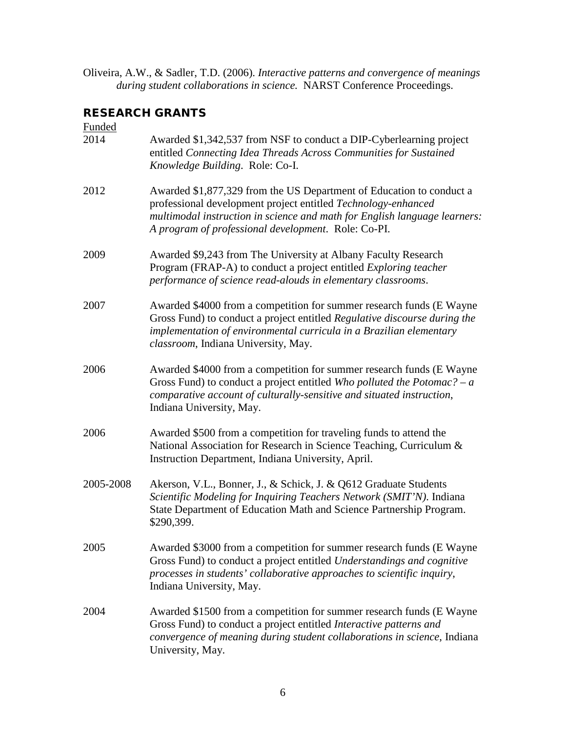Oliveira, A.W., & Sadler, T.D. (2006). *Interactive patterns and convergence of meanings during student collaborations in science.* NARST Conference Proceedings.

## RESEARCH GRANTS

Funded

2014 — Awarded $1,342,537 from NSF to conduct a DIP-Cyberlearning project entitled *Connecting Idea Threads Across Communities for Sustained Knowledge Building*. Role: Co-I.

2012 — Awarded $1,877,329 from the US Department of Education to conduct a professional development project entitled *Technology-enhanced multimodal instruction in science and math for English language learners: A program of professional development*. Role: Co-PI.

2009 — Awarded $9,243 from The University at Albany Faculty Research Program (FRAP-A) to conduct a project entitled *Exploring teacher performance of science read-alouds in elementary classrooms*.

2007 — Awarded $4000 from a competition for summer research funds (E Wayne Gross Fund) to conduct a project entitled *Regulative discourse during the implementation of environmental curricula in a Brazilian elementary classroom*, Indiana University, May.

2006 — Awarded $4000 from a competition for summer research funds (E Wayne Gross Fund) to conduct a project entitled *Who polluted the Potomac? – a comparative account of culturally-sensitive and situated instruction*, Indiana University, May.

2006 — Awarded $500 from a competition for traveling funds to attend the National Association for Research in Science Teaching, Curriculum & Instruction Department, Indiana University, April.

2005-2008 — Akerson, V.L., Bonner, J., & Schick, J. & Q612 Graduate Students *Scientific Modeling for Inquiring Teachers Network (SMIT'N)*. Indiana State Department of Education Math and Science Partnership Program. $290,399.

2005 — Awarded $3000 from a competition for summer research funds (E Wayne Gross Fund) to conduct a project entitled *Understandings and cognitive processes in students' collaborative approaches to scientific inquiry*, Indiana University, May.

2004 — Awarded $1500 from a competition for summer research funds (E Wayne Gross Fund) to conduct a project entitled *Interactive patterns and convergence of meaning during student collaborations in science*, Indiana University, May.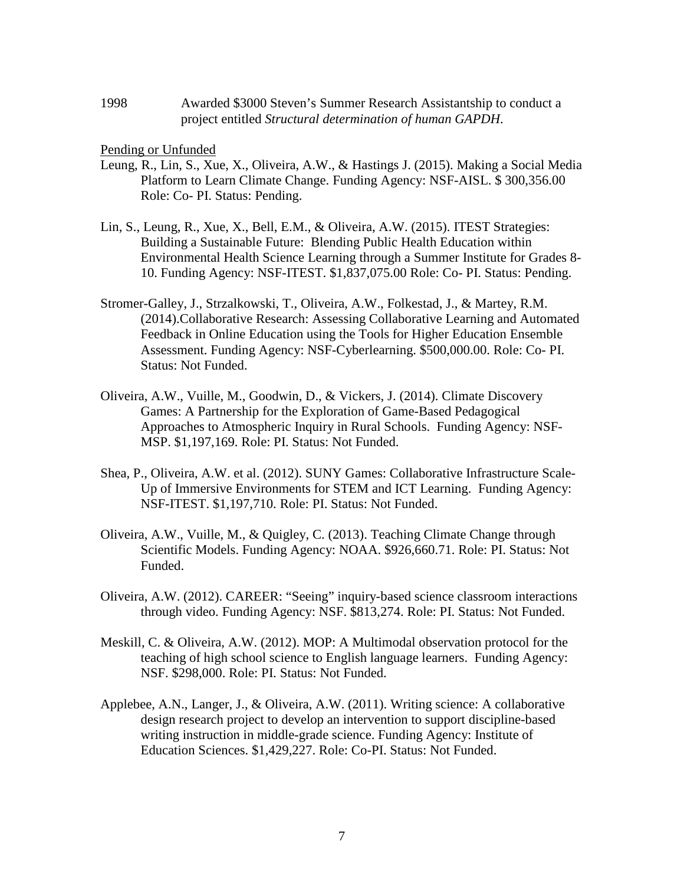1998 Awarded $3000 Steven's Summer Research Assistantship to conduct a project entitled *Structural determination of human GAPDH*.

<u>Pending or Unfunded</u>

Leung, R., Lin, S., Xue, X., Oliveira, A.W., & Hastings J. (2015). Making a Social Media Platform to Learn Climate Change. Funding Agency: NSF-AISL. $ 300,356.00 Role: Co- PI. Status: Pending.

Lin, S., Leung, R., Xue, X., Bell, E.M., & Oliveira, A.W. (2015). ITEST Strategies: Building a Sustainable Future: Blending Public Health Education within Environmental Health Science Learning through a Summer Institute for Grades 8-10. Funding Agency: NSF-ITEST. $1,837,075.00 Role: Co- PI. Status: Pending.

Stromer-Galley, J., Strzalkowski, T., Oliveira, A.W., Folkestad, J., & Martey, R.M. (2014).Collaborative Research: Assessing Collaborative Learning and Automated Feedback in Online Education using the Tools for Higher Education Ensemble Assessment. Funding Agency: NSF-Cyberlearning. $500,000.00. Role: Co- PI. Status: Not Funded.

Oliveira, A.W., Vuille, M., Goodwin, D., & Vickers, J. (2014). Climate Discovery Games: A Partnership for the Exploration of Game-Based Pedagogical Approaches to Atmospheric Inquiry in Rural Schools. Funding Agency: NSF-MSP. $1,197,169. Role: PI. Status: Not Funded.

Shea, P., Oliveira, A.W. et al. (2012). SUNY Games: Collaborative Infrastructure Scale-Up of Immersive Environments for STEM and ICT Learning. Funding Agency: NSF-ITEST. $1,197,710. Role: PI. Status: Not Funded.

Oliveira, A.W., Vuille, M., & Quigley, C. (2013). Teaching Climate Change through Scientific Models. Funding Agency: NOAA. $926,660.71. Role: PI. Status: Not Funded.

Oliveira, A.W. (2012). CAREER: "Seeing" inquiry-based science classroom interactions through video. Funding Agency: NSF. $813,274. Role: PI. Status: Not Funded.

Meskill, C. & Oliveira, A.W. (2012). MOP: A Multimodal observation protocol for the teaching of high school science to English language learners. Funding Agency: NSF. $298,000. Role: PI. Status: Not Funded.

Applebee, A.N., Langer, J., & Oliveira, A.W. (2011). Writing science: A collaborative design research project to develop an intervention to support discipline-based writing instruction in middle-grade science. Funding Agency: Institute of Education Sciences. $1,429,227. Role: Co-PI. Status: Not Funded.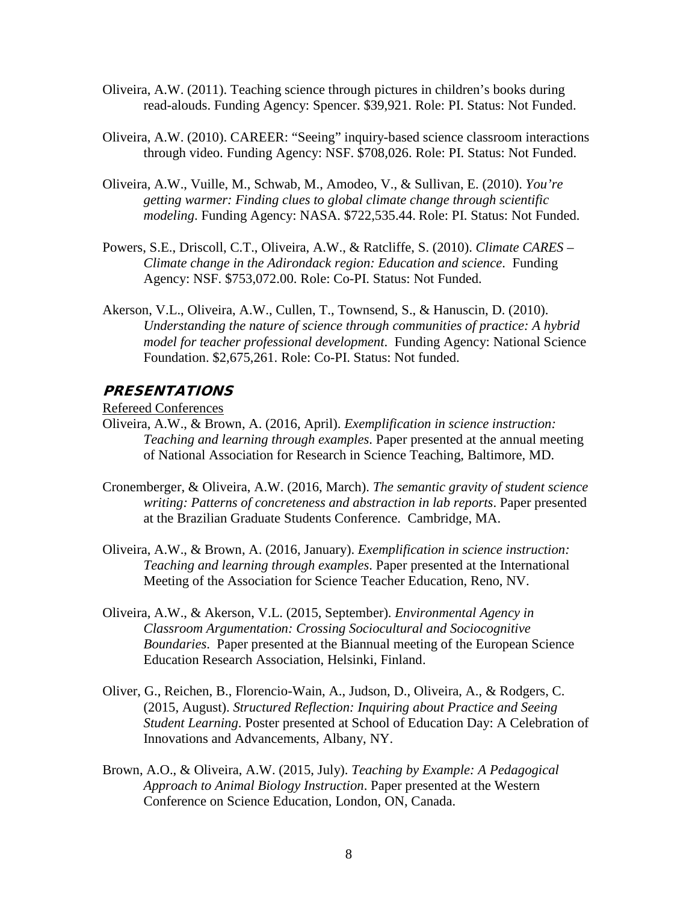Oliveira, A.W. (2011). Teaching science through pictures in children's books during read-alouds. Funding Agency: Spencer. $39,921. Role: PI. Status: Not Funded.

Oliveira, A.W. (2010). CAREER: "Seeing" inquiry-based science classroom interactions through video. Funding Agency: NSF. $708,026. Role: PI. Status: Not Funded.

Oliveira, A.W., Vuille, M., Schwab, M., Amodeo, V., & Sullivan, E. (2010). *You're getting warmer: Finding clues to global climate change through scientific modeling*. Funding Agency: NASA. $722,535.44. Role: PI. Status: Not Funded.

Powers, S.E., Driscoll, C.T., Oliveira, A.W., & Ratcliffe, S. (2010). *Climate CARES – Climate change in the Adirondack region: Education and science*. Funding Agency: NSF. $753,072.00. Role: Co-PI. Status: Not Funded.

Akerson, V.L., Oliveira, A.W., Cullen, T., Townsend, S., & Hanuscin, D. (2010). *Understanding the nature of science through communities of practice: A hybrid model for teacher professional development*. Funding Agency: National Science Foundation. $2,675,261. Role: Co-PI. Status: Not funded.

## PRESENTATIONS

Refereed Conferences

Oliveira, A.W., & Brown, A. (2016, April). *Exemplification in science instruction: Teaching and learning through examples*. Paper presented at the annual meeting of National Association for Research in Science Teaching, Baltimore, MD.

Cronemberger, & Oliveira, A.W. (2016, March). *The semantic gravity of student science writing: Patterns of concreteness and abstraction in lab reports*. Paper presented at the Brazilian Graduate Students Conference. Cambridge, MA.

Oliveira, A.W., & Brown, A. (2016, January). *Exemplification in science instruction: Teaching and learning through examples*. Paper presented at the International Meeting of the Association for Science Teacher Education, Reno, NV.

Oliveira, A.W., & Akerson, V.L. (2015, September). *Environmental Agency in Classroom Argumentation: Crossing Sociocultural and Sociocognitive Boundaries*. Paper presented at the Biannual meeting of the European Science Education Research Association, Helsinki, Finland.

Oliver, G., Reichen, B., Florencio-Wain, A., Judson, D., Oliveira, A., & Rodgers, C. (2015, August). *Structured Reflection: Inquiring about Practice and Seeing Student Learning*. Poster presented at School of Education Day: A Celebration of Innovations and Advancements, Albany, NY.

Brown, A.O., & Oliveira, A.W. (2015, July). *Teaching by Example: A Pedagogical Approach to Animal Biology Instruction*. Paper presented at the Western Conference on Science Education, London, ON, Canada.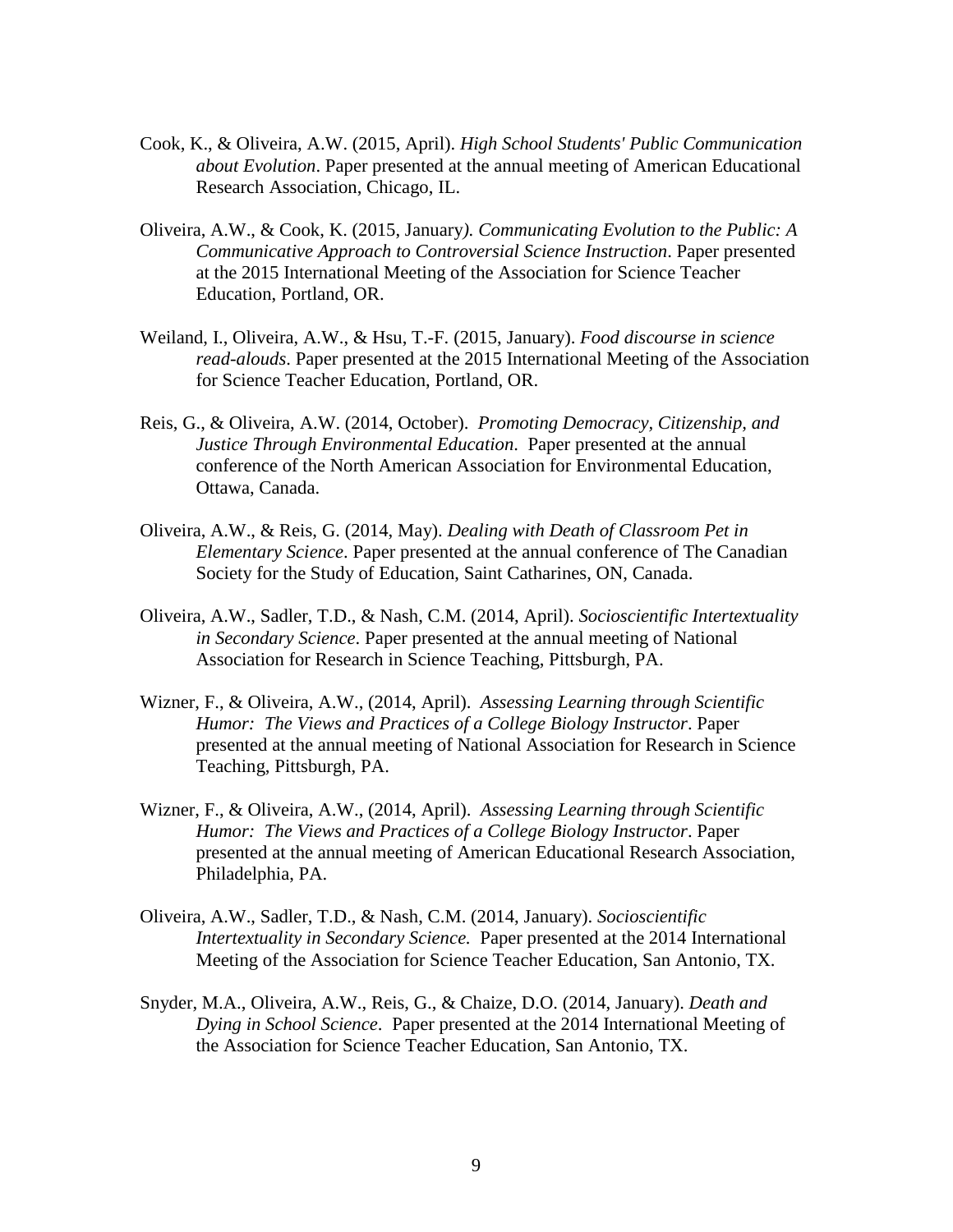Cook, K., & Oliveira, A.W. (2015, April). *High School Students' Public Communication about Evolution*. Paper presented at the annual meeting of American Educational Research Association, Chicago, IL.

Oliveira, A.W., & Cook, K. (2015, January*). Communicating Evolution to the Public: A Communicative Approach to Controversial Science Instruction*. Paper presented at the 2015 International Meeting of the Association for Science Teacher Education, Portland, OR.

Weiland, I., Oliveira, A.W., & Hsu, T.-F. (2015, January). *Food discourse in science read-alouds*. Paper presented at the 2015 International Meeting of the Association for Science Teacher Education, Portland, OR.

Reis, G., & Oliveira, A.W. (2014, October). *Promoting Democracy, Citizenship, and Justice Through Environmental Education*. Paper presented at the annual conference of the North American Association for Environmental Education, Ottawa, Canada.

Oliveira, A.W., & Reis, G. (2014, May). *Dealing with Death of Classroom Pet in Elementary Science*. Paper presented at the annual conference of The Canadian Society for the Study of Education, Saint Catharines, ON, Canada.

Oliveira, A.W., Sadler, T.D., & Nash, C.M. (2014, April). *Socioscientific Intertextuality in Secondary Science*. Paper presented at the annual meeting of National Association for Research in Science Teaching, Pittsburgh, PA.

Wizner, F., & Oliveira, A.W., (2014, April). *Assessing Learning through Scientific Humor: The Views and Practices of a College Biology Instructor*. Paper presented at the annual meeting of National Association for Research in Science Teaching, Pittsburgh, PA.

Wizner, F., & Oliveira, A.W., (2014, April). *Assessing Learning through Scientific Humor: The Views and Practices of a College Biology Instructor*. Paper presented at the annual meeting of American Educational Research Association, Philadelphia, PA.

Oliveira, A.W., Sadler, T.D., & Nash, C.M. (2014, January). *Socioscientific Intertextuality in Secondary Science.* Paper presented at the 2014 International Meeting of the Association for Science Teacher Education, San Antonio, TX.

Snyder, M.A., Oliveira, A.W., Reis, G., & Chaize, D.O. (2014, January). *Death and Dying in School Science*. Paper presented at the 2014 International Meeting of the Association for Science Teacher Education, San Antonio, TX.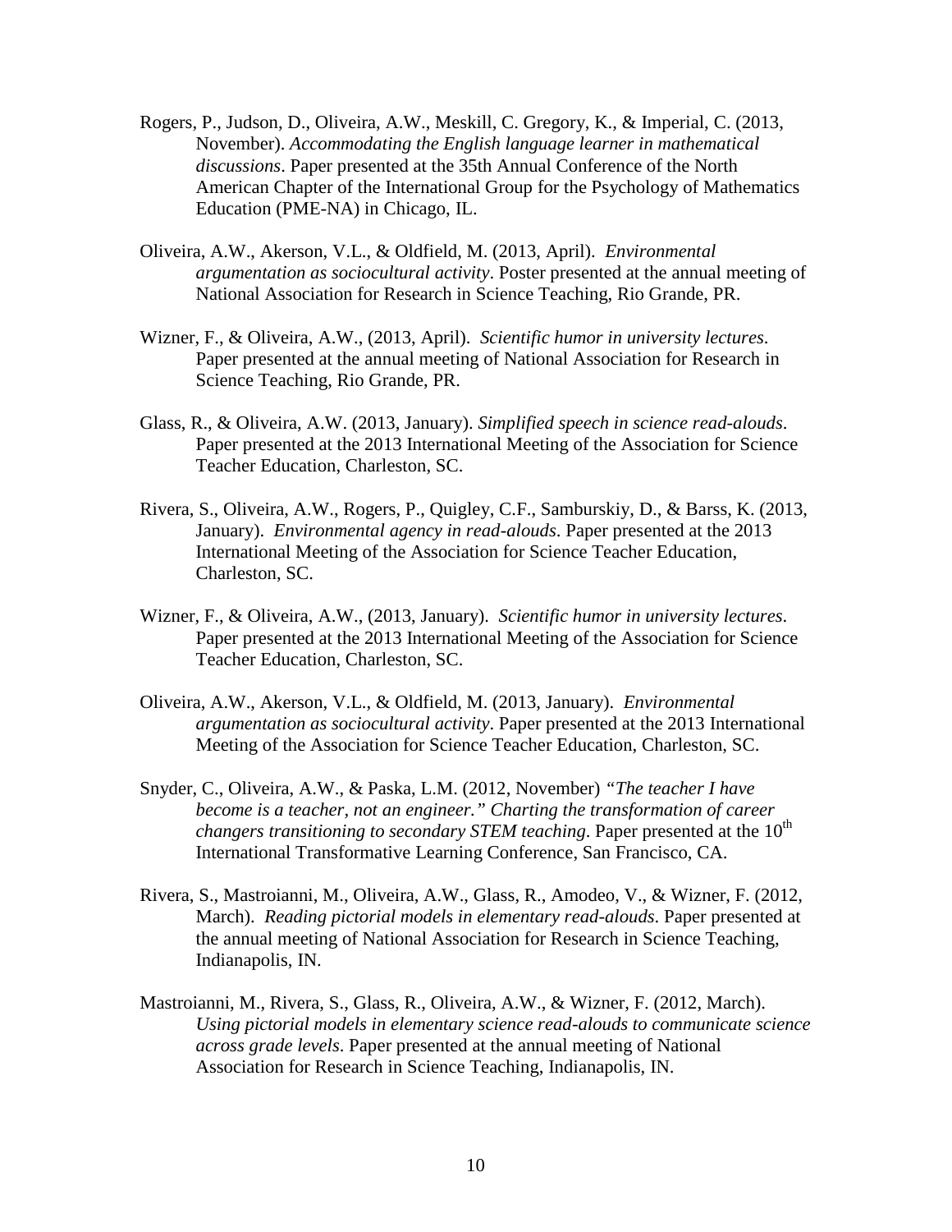Rogers, P., Judson, D., Oliveira, A.W., Meskill, C. Gregory, K., & Imperial, C. (2013, November). *Accommodating the English language learner in mathematical discussions*. Paper presented at the 35th Annual Conference of the North American Chapter of the International Group for the Psychology of Mathematics Education (PME-NA) in Chicago, IL.

Oliveira, A.W., Akerson, V.L., & Oldfield, M. (2013, April). *Environmental argumentation as sociocultural activity*. Poster presented at the annual meeting of National Association for Research in Science Teaching, Rio Grande, PR.

Wizner, F., & Oliveira, A.W., (2013, April). *Scientific humor in university lectures*. Paper presented at the annual meeting of National Association for Research in Science Teaching, Rio Grande, PR.

Glass, R., & Oliveira, A.W. (2013, January). *Simplified speech in science read-alouds*. Paper presented at the 2013 International Meeting of the Association for Science Teacher Education, Charleston, SC.

Rivera, S., Oliveira, A.W., Rogers, P., Quigley, C.F., Samburskiy, D., & Barss, K. (2013, January). *Environmental agency in read-alouds*. Paper presented at the 2013 International Meeting of the Association for Science Teacher Education, Charleston, SC.

Wizner, F., & Oliveira, A.W., (2013, January). *Scientific humor in university lectures*. Paper presented at the 2013 International Meeting of the Association for Science Teacher Education, Charleston, SC.

Oliveira, A.W., Akerson, V.L., & Oldfield, M. (2013, January). *Environmental argumentation as sociocultural activity*. Paper presented at the 2013 International Meeting of the Association for Science Teacher Education, Charleston, SC.

Snyder, C., Oliveira, A.W., & Paska, L.M. (2012, November) *"The teacher I have become is a teacher, not an engineer." Charting the transformation of career changers transitioning to secondary STEM teaching*. Paper presented at the 10th International Transformative Learning Conference, San Francisco, CA.

Rivera, S., Mastroianni, M., Oliveira, A.W., Glass, R., Amodeo, V., & Wizner, F. (2012, March). *Reading pictorial models in elementary read-alouds*. Paper presented at the annual meeting of National Association for Research in Science Teaching, Indianapolis, IN.

Mastroianni, M., Rivera, S., Glass, R., Oliveira, A.W., & Wizner, F. (2012, March). *Using pictorial models in elementary science read-alouds to communicate science across grade levels*. Paper presented at the annual meeting of National Association for Research in Science Teaching, Indianapolis, IN.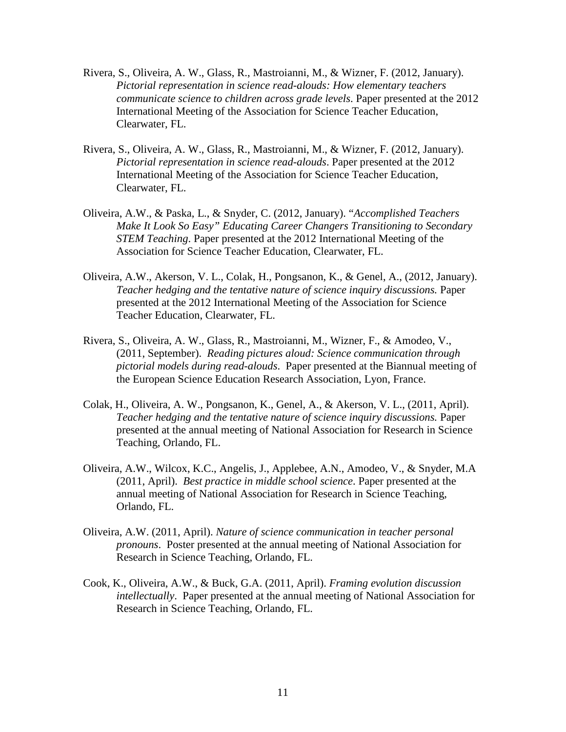Rivera, S., Oliveira, A. W., Glass, R., Mastroianni, M., & Wizner, F. (2012, January). *Pictorial representation in science read-alouds: How elementary teachers communicate science to children across grade levels*. Paper presented at the 2012 International Meeting of the Association for Science Teacher Education, Clearwater, FL.

Rivera, S., Oliveira, A. W., Glass, R., Mastroianni, M., & Wizner, F. (2012, January). *Pictorial representation in science read-alouds*. Paper presented at the 2012 International Meeting of the Association for Science Teacher Education, Clearwater, FL.

Oliveira, A.W., & Paska, L., & Snyder, C. (2012, January). "*Accomplished Teachers Make It Look So Easy" Educating Career Changers Transitioning to Secondary STEM Teaching*. Paper presented at the 2012 International Meeting of the Association for Science Teacher Education, Clearwater, FL.

Oliveira, A.W., Akerson, V. L., Colak, H., Pongsanon, K., & Genel, A., (2012, January). *Teacher hedging and the tentative nature of science inquiry discussions.* Paper presented at the 2012 International Meeting of the Association for Science Teacher Education, Clearwater, FL.

Rivera, S., Oliveira, A. W., Glass, R., Mastroianni, M., Wizner, F., & Amodeo, V., (2011, September). *Reading pictures aloud: Science communication through pictorial models during read-alouds*. Paper presented at the Biannual meeting of the European Science Education Research Association, Lyon, France.

Colak, H., Oliveira, A. W., Pongsanon, K., Genel, A., & Akerson, V. L., (2011, April). *Teacher hedging and the tentative nature of science inquiry discussions.* Paper presented at the annual meeting of National Association for Research in Science Teaching, Orlando, FL.

Oliveira, A.W., Wilcox, K.C., Angelis, J., Applebee, A.N., Amodeo, V., & Snyder, M.A (2011, April). *Best practice in middle school science*. Paper presented at the annual meeting of National Association for Research in Science Teaching, Orlando, FL.

Oliveira, A.W. (2011, April). *Nature of science communication in teacher personal pronouns*. Poster presented at the annual meeting of National Association for Research in Science Teaching, Orlando, FL.

Cook, K., Oliveira, A.W., & Buck, G.A. (2011, April). *Framing evolution discussion intellectually*. Paper presented at the annual meeting of National Association for Research in Science Teaching, Orlando, FL.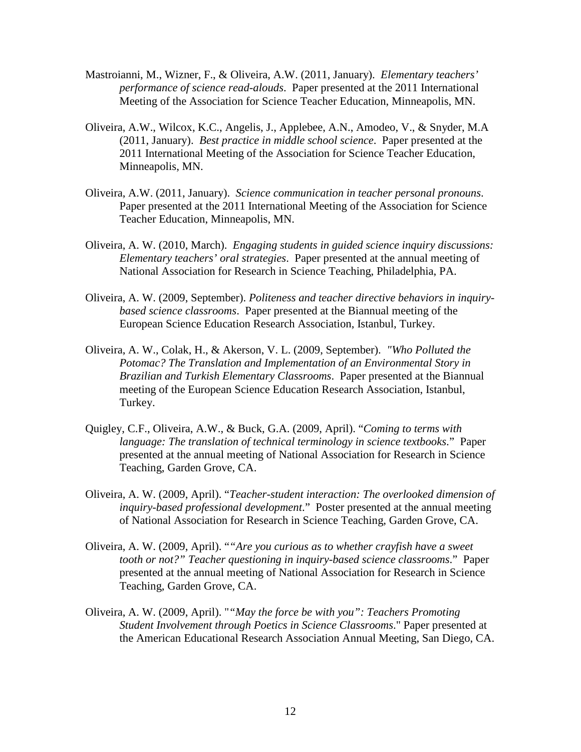Mastroianni, M., Wizner, F., & Oliveira, A.W. (2011, January). *Elementary teachers' performance of science read-alouds*. Paper presented at the 2011 International Meeting of the Association for Science Teacher Education, Minneapolis, MN.

Oliveira, A.W., Wilcox, K.C., Angelis, J., Applebee, A.N., Amodeo, V., & Snyder, M.A (2011, January). *Best practice in middle school science*. Paper presented at the 2011 International Meeting of the Association for Science Teacher Education, Minneapolis, MN.

Oliveira, A.W. (2011, January). *Science communication in teacher personal pronouns*. Paper presented at the 2011 International Meeting of the Association for Science Teacher Education, Minneapolis, MN.

Oliveira, A. W. (2010, March). *Engaging students in guided science inquiry discussions: Elementary teachers' oral strategies*. Paper presented at the annual meeting of National Association for Research in Science Teaching, Philadelphia, PA.

Oliveira, A. W. (2009, September). *Politeness and teacher directive behaviors in inquiry-based science classrooms*. Paper presented at the Biannual meeting of the European Science Education Research Association, Istanbul, Turkey.

Oliveira, A. W., Colak, H., & Akerson, V. L. (2009, September). *"Who Polluted the Potomac? The Translation and Implementation of an Environmental Story in Brazilian and Turkish Elementary Classrooms*. Paper presented at the Biannual meeting of the European Science Education Research Association, Istanbul, Turkey.

Quigley, C.F., Oliveira, A.W., & Buck, G.A. (2009, April). "*Coming to terms with language: The translation of technical terminology in science textbooks*." Paper presented at the annual meeting of National Association for Research in Science Teaching, Garden Grove, CA.

Oliveira, A. W. (2009, April). "*Teacher-student interaction: The overlooked dimension of inquiry-based professional development*." Poster presented at the annual meeting of National Association for Research in Science Teaching, Garden Grove, CA.

Oliveira, A. W. (2009, April). "*"Are you curious as to whether crayfish have a sweet tooth or not?" Teacher questioning in inquiry-based science classrooms*." Paper presented at the annual meeting of National Association for Research in Science Teaching, Garden Grove, CA.

Oliveira, A. W. (2009, April). "*"May the force be with you": Teachers Promoting Student Involvement through Poetics in Science Classrooms*." Paper presented at the American Educational Research Association Annual Meeting, San Diego, CA.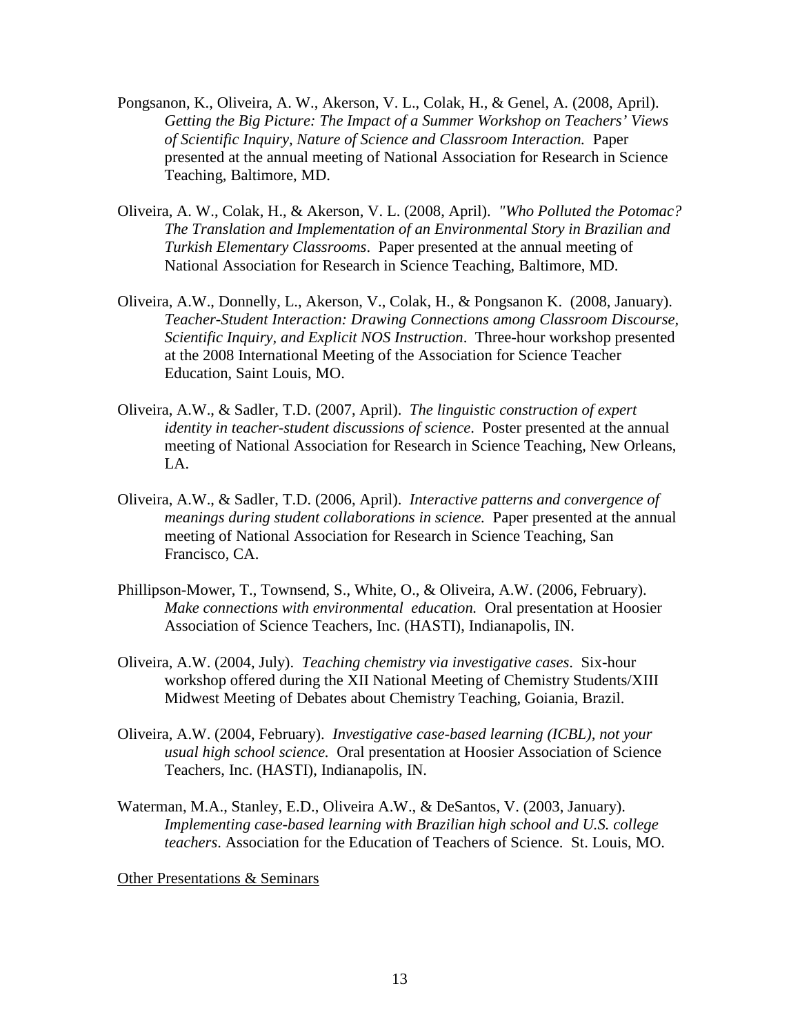Pongsanon, K., Oliveira, A. W., Akerson, V. L., Colak, H., & Genel, A. (2008, April). *Getting the Big Picture: The Impact of a Summer Workshop on Teachers' Views of Scientific Inquiry, Nature of Science and Classroom Interaction.* Paper presented at the annual meeting of National Association for Research in Science Teaching, Baltimore, MD.

Oliveira, A. W., Colak, H., & Akerson, V. L. (2008, April). *"Who Polluted the Potomac? The Translation and Implementation of an Environmental Story in Brazilian and Turkish Elementary Classrooms*. Paper presented at the annual meeting of National Association for Research in Science Teaching, Baltimore, MD.

Oliveira, A.W., Donnelly, L., Akerson, V., Colak, H., & Pongsanon K. (2008, January). *Teacher-Student Interaction: Drawing Connections among Classroom Discourse, Scientific Inquiry, and Explicit NOS Instruction*. Three-hour workshop presented at the 2008 International Meeting of the Association for Science Teacher Education, Saint Louis, MO.

Oliveira, A.W., & Sadler, T.D. (2007, April). *The linguistic construction of expert identity in teacher-student discussions of science*. Poster presented at the annual meeting of National Association for Research in Science Teaching, New Orleans, LA.

Oliveira, A.W., & Sadler, T.D. (2006, April). *Interactive patterns and convergence of meanings during student collaborations in science.* Paper presented at the annual meeting of National Association for Research in Science Teaching, San Francisco, CA.

Phillipson-Mower, T., Townsend, S., White, O., & Oliveira, A.W. (2006, February). *Make connections with environmental education.* Oral presentation at Hoosier Association of Science Teachers, Inc. (HASTI), Indianapolis, IN.

Oliveira, A.W. (2004, July). *Teaching chemistry via investigative cases*. Six-hour workshop offered during the XII National Meeting of Chemistry Students/XIII Midwest Meeting of Debates about Chemistry Teaching, Goiania, Brazil.

Oliveira, A.W. (2004, February). *Investigative case-based learning (ICBL), not your usual high school science.* Oral presentation at Hoosier Association of Science Teachers, Inc. (HASTI), Indianapolis, IN.

Waterman, M.A., Stanley, E.D., Oliveira A.W., & DeSantos, V. (2003, January). *Implementing case-based learning with Brazilian high school and U.S. college teachers*. Association for the Education of Teachers of Science. St. Louis, MO.

<u>Other Presentations & Seminars</u>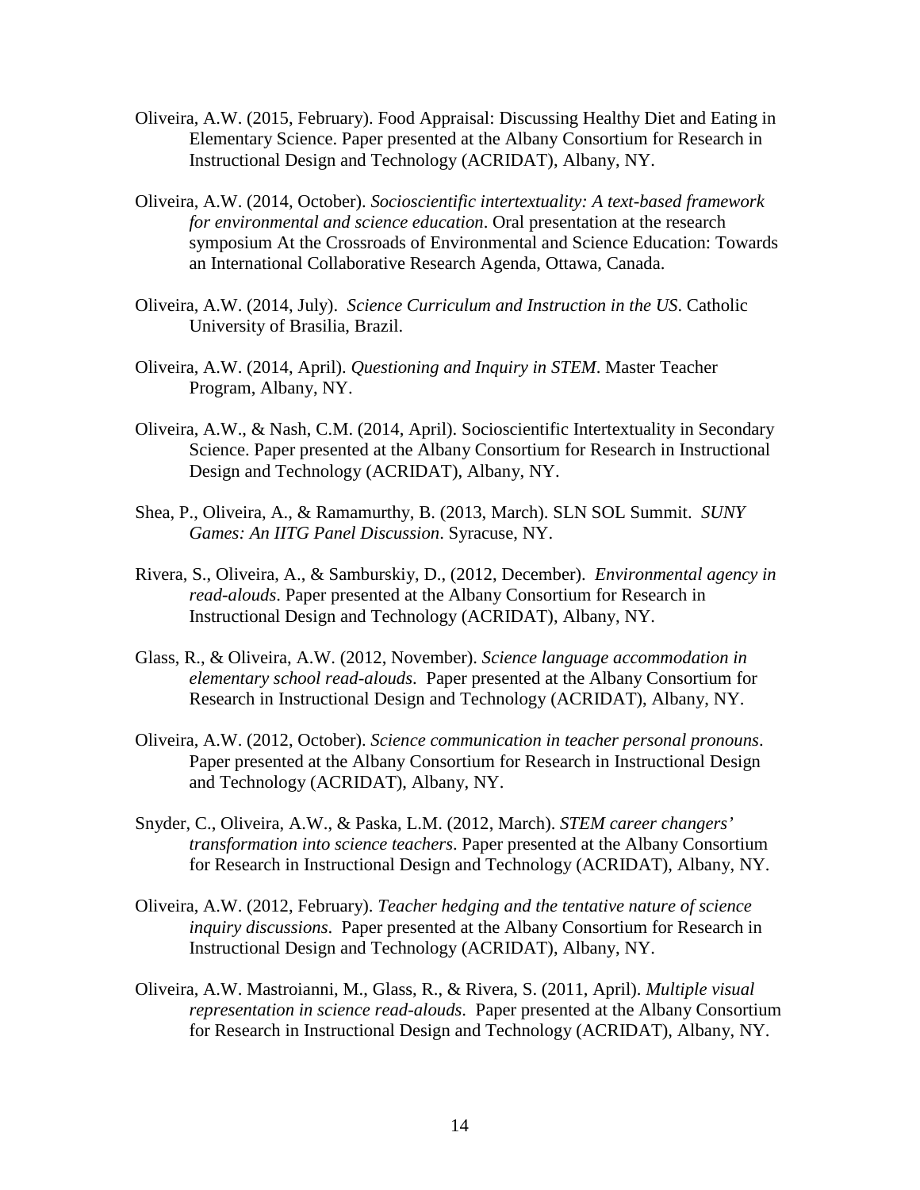Oliveira, A.W. (2015, February). Food Appraisal: Discussing Healthy Diet and Eating in Elementary Science. Paper presented at the Albany Consortium for Research in Instructional Design and Technology (ACRIDAT), Albany, NY.

Oliveira, A.W. (2014, October). *Socioscientific intertextuality: A text-based framework for environmental and science education*. Oral presentation at the research symposium At the Crossroads of Environmental and Science Education: Towards an International Collaborative Research Agenda, Ottawa, Canada.

Oliveira, A.W. (2014, July). *Science Curriculum and Instruction in the US*. Catholic University of Brasilia, Brazil.

Oliveira, A.W. (2014, April). *Questioning and Inquiry in STEM*. Master Teacher Program, Albany, NY.

Oliveira, A.W., & Nash, C.M. (2014, April). Socioscientific Intertextuality in Secondary Science. Paper presented at the Albany Consortium for Research in Instructional Design and Technology (ACRIDAT), Albany, NY.

Shea, P., Oliveira, A., & Ramamurthy, B. (2013, March). SLN SOL Summit. *SUNY Games: An IITG Panel Discussion*. Syracuse, NY.

Rivera, S., Oliveira, A., & Samburskiy, D., (2012, December). *Environmental agency in read-alouds*. Paper presented at the Albany Consortium for Research in Instructional Design and Technology (ACRIDAT), Albany, NY.

Glass, R., & Oliveira, A.W. (2012, November). *Science language accommodation in elementary school read-alouds*. Paper presented at the Albany Consortium for Research in Instructional Design and Technology (ACRIDAT), Albany, NY.

Oliveira, A.W. (2012, October). *Science communication in teacher personal pronouns*. Paper presented at the Albany Consortium for Research in Instructional Design and Technology (ACRIDAT), Albany, NY.

Snyder, C., Oliveira, A.W., & Paska, L.M. (2012, March). *STEM career changers' transformation into science teachers*. Paper presented at the Albany Consortium for Research in Instructional Design and Technology (ACRIDAT), Albany, NY.

Oliveira, A.W. (2012, February). *Teacher hedging and the tentative nature of science inquiry discussions*. Paper presented at the Albany Consortium for Research in Instructional Design and Technology (ACRIDAT), Albany, NY.

Oliveira, A.W. Mastroianni, M., Glass, R., & Rivera, S. (2011, April). *Multiple visual representation in science read-alouds*. Paper presented at the Albany Consortium for Research in Instructional Design and Technology (ACRIDAT), Albany, NY.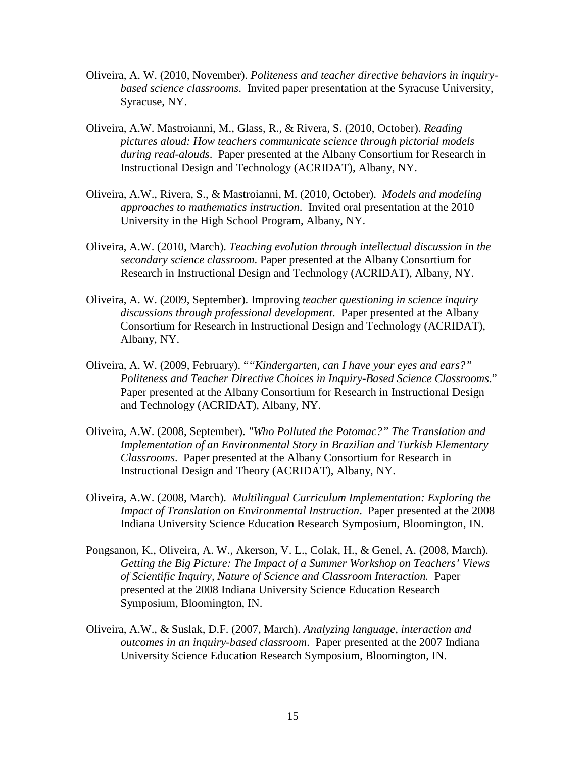Oliveira, A. W. (2010, November). *Politeness and teacher directive behaviors in inquiry-based science classrooms*. Invited paper presentation at the Syracuse University, Syracuse, NY.

Oliveira, A.W. Mastroianni, M., Glass, R., & Rivera, S. (2010, October). *Reading pictures aloud: How teachers communicate science through pictorial models during read-alouds*. Paper presented at the Albany Consortium for Research in Instructional Design and Technology (ACRIDAT), Albany, NY.

Oliveira, A.W., Rivera, S., & Mastroianni, M. (2010, October). *Models and modeling approaches to mathematics instruction*. Invited oral presentation at the 2010 University in the High School Program, Albany, NY.

Oliveira, A.W. (2010, March). *Teaching evolution through intellectual discussion in the secondary science classroom*. Paper presented at the Albany Consortium for Research in Instructional Design and Technology (ACRIDAT), Albany, NY.

Oliveira, A. W. (2009, September). Improving *teacher questioning in science inquiry discussions through professional development*. Paper presented at the Albany Consortium for Research in Instructional Design and Technology (ACRIDAT), Albany, NY.

Oliveira, A. W. (2009, February). "*"Kindergarten, can I have your eyes and ears?" Politeness and Teacher Directive Choices in Inquiry-Based Science Classrooms*." Paper presented at the Albany Consortium for Research in Instructional Design and Technology (ACRIDAT), Albany, NY.

Oliveira, A.W. (2008, September). *"Who Polluted the Potomac?" The Translation and Implementation of an Environmental Story in Brazilian and Turkish Elementary Classrooms*. Paper presented at the Albany Consortium for Research in Instructional Design and Theory (ACRIDAT), Albany, NY.

Oliveira, A.W. (2008, March). *Multilingual Curriculum Implementation: Exploring the Impact of Translation on Environmental Instruction*. Paper presented at the 2008 Indiana University Science Education Research Symposium, Bloomington, IN.

Pongsanon, K., Oliveira, A. W., Akerson, V. L., Colak, H., & Genel, A. (2008, March). *Getting the Big Picture: The Impact of a Summer Workshop on Teachers' Views of Scientific Inquiry, Nature of Science and Classroom Interaction.* Paper presented at the 2008 Indiana University Science Education Research Symposium, Bloomington, IN.

Oliveira, A.W., & Suslak, D.F. (2007, March). *Analyzing language, interaction and outcomes in an inquiry-based classroom*. Paper presented at the 2007 Indiana University Science Education Research Symposium, Bloomington, IN.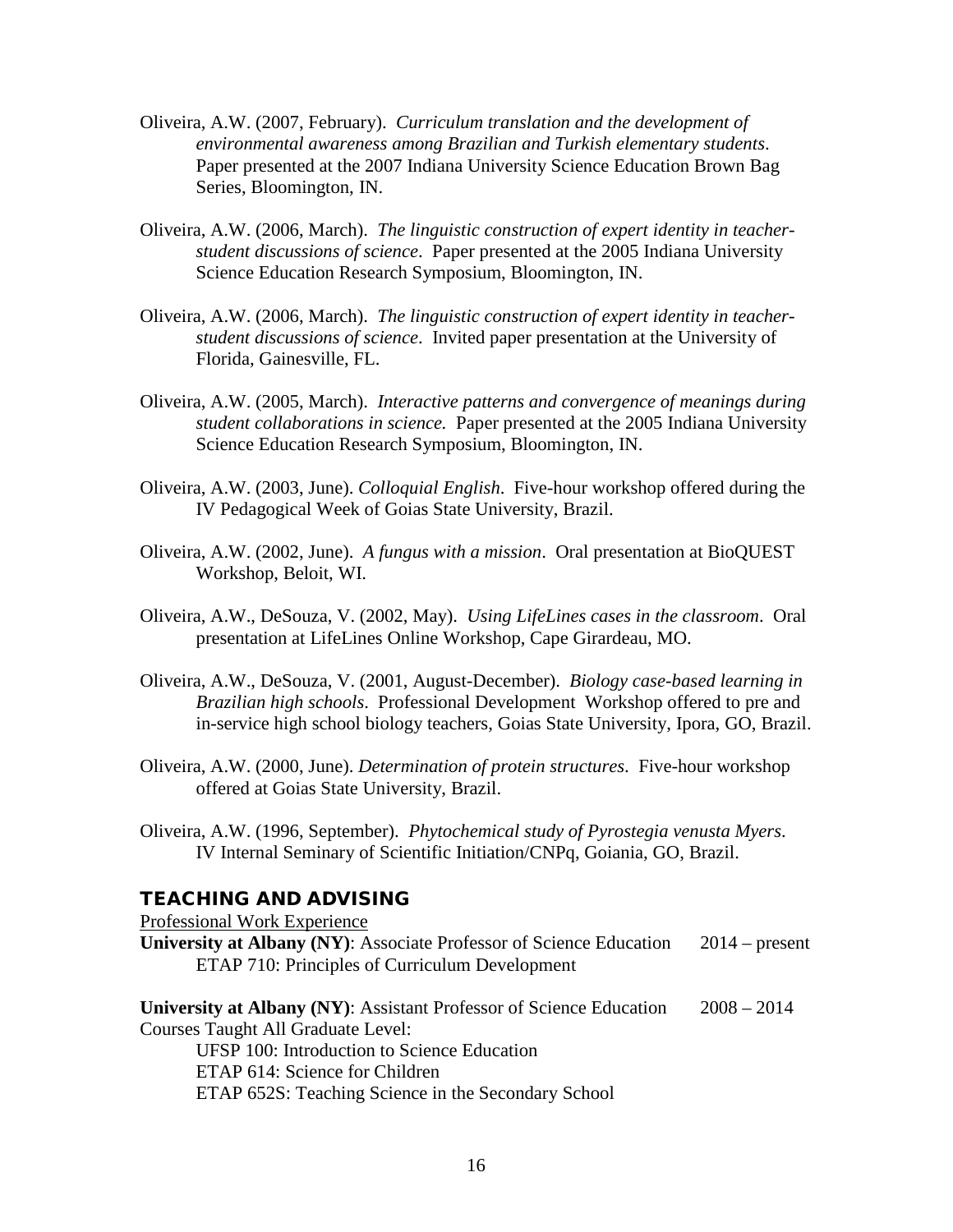Oliveira, A.W. (2007, February). *Curriculum translation and the development of environmental awareness among Brazilian and Turkish elementary students*. Paper presented at the 2007 Indiana University Science Education Brown Bag Series, Bloomington, IN.

Oliveira, A.W. (2006, March). *The linguistic construction of expert identity in teacher-student discussions of science*. Paper presented at the 2005 Indiana University Science Education Research Symposium, Bloomington, IN.

Oliveira, A.W. (2006, March). *The linguistic construction of expert identity in teacher-student discussions of science*. Invited paper presentation at the University of Florida, Gainesville, FL.

Oliveira, A.W. (2005, March). *Interactive patterns and convergence of meanings during student collaborations in science.* Paper presented at the 2005 Indiana University Science Education Research Symposium, Bloomington, IN.

Oliveira, A.W. (2003, June). *Colloquial English*. Five-hour workshop offered during the IV Pedagogical Week of Goias State University, Brazil.

Oliveira, A.W. (2002, June). *A fungus with a mission*. Oral presentation at BioQUEST Workshop, Beloit, WI.

Oliveira, A.W., DeSouza, V. (2002, May). *Using LifeLines cases in the classroom*. Oral presentation at LifeLines Online Workshop, Cape Girardeau, MO.

Oliveira, A.W., DeSouza, V. (2001, August-December). *Biology case-based learning in Brazilian high schools*. Professional Development Workshop offered to pre and in-service high school biology teachers, Goias State University, Ipora, GO, Brazil.

Oliveira, A.W. (2000, June). *Determination of protein structures*. Five-hour workshop offered at Goias State University, Brazil.

Oliveira, A.W. (1996, September). *Phytochemical study of Pyrostegia venusta Myers*. IV Internal Seminary of Scientific Initiation/CNPq, Goiania, GO, Brazil.

## TEACHING AND ADVISING

Professional Work Experience

**University at Albany (NY)**: Associate Professor of Science Education 2014 – present

ETAP 710: Principles of Curriculum Development

**University at Albany (NY)**: Assistant Professor of Science Education 2008 – 2014

Courses Taught All Graduate Level:

UFSP 100: Introduction to Science Education

ETAP 614: Science for Children

ETAP 652S: Teaching Science in the Secondary School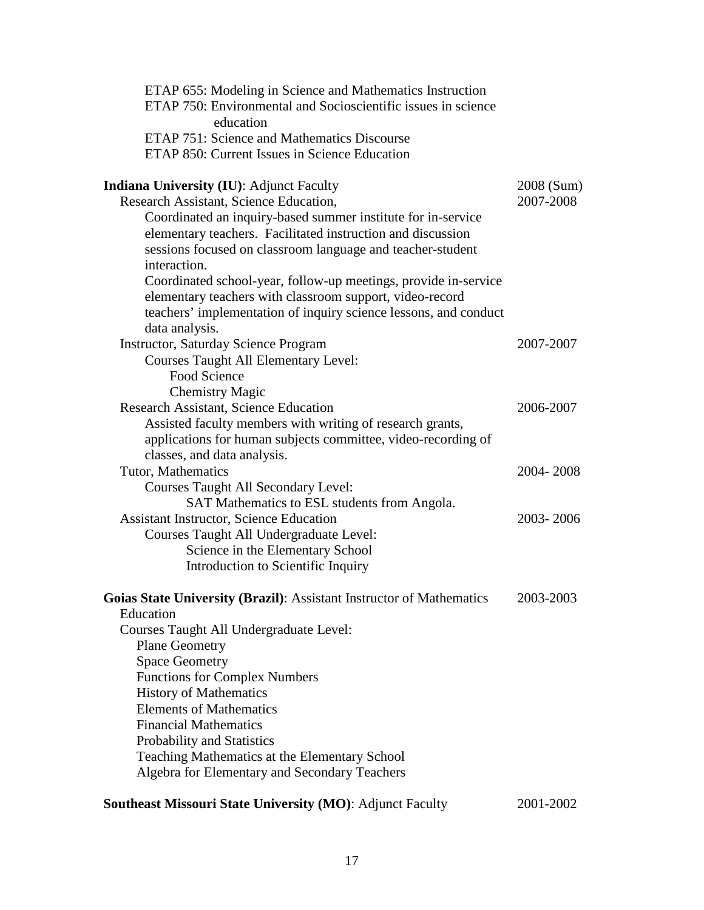ETAP 655: Modeling in Science and Mathematics Instruction
ETAP 750: Environmental and Socioscientific issues in science education
ETAP 751: Science and Mathematics Discourse
ETAP 850: Current Issues in Science Education

**Indiana University (IU)**: Adjunct Faculty — 2008 (Sum)

Research Assistant, Science Education, — 2007-2008

Coordinated an inquiry-based summer institute for in-service elementary teachers. Facilitated instruction and discussion sessions focused on classroom language and teacher-student interaction.

Coordinated school-year, follow-up meetings, provide in-service elementary teachers with classroom support, video-record teachers' implementation of inquiry science lessons, and conduct data analysis.

Instructor, Saturday Science Program — 2007-2007

Courses Taught All Elementary Level:
- Food Science
- Chemistry Magic

Research Assistant, Science Education — 2006-2007

Assisted faculty members with writing of research grants, applications for human subjects committee, video-recording of classes, and data analysis.

Tutor, Mathematics — 2004- 2008

Courses Taught All Secondary Level:
- SAT Mathematics to ESL students from Angola.

Assistant Instructor, Science Education — 2003- 2006

Courses Taught All Undergraduate Level:
- Science in the Elementary School
- Introduction to Scientific Inquiry

**Goias State University (Brazil)**: Assistant Instructor of Mathematics Education — 2003-2003

Courses Taught All Undergraduate Level:
- Plane Geometry
- Space Geometry
- Functions for Complex Numbers
- History of Mathematics
- Elements of Mathematics
- Financial Mathematics
- Probability and Statistics
- Teaching Mathematics at the Elementary School
- Algebra for Elementary and Secondary Teachers

**Southeast Missouri State University (MO)**: Adjunct Faculty — 2001-2002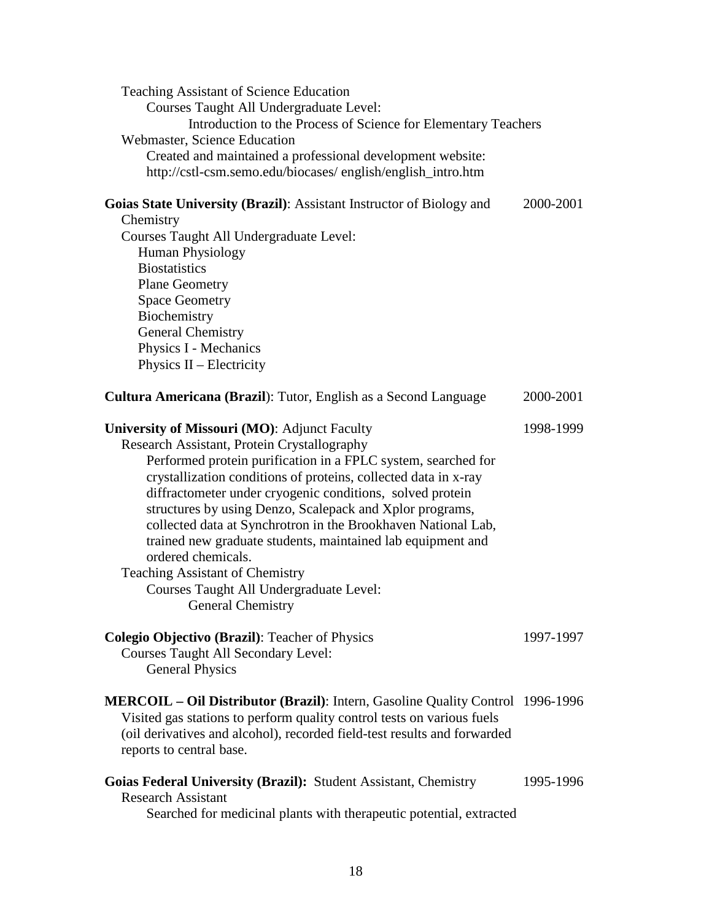Teaching Assistant of Science Education
  Courses Taught All Undergraduate Level:
    Introduction to the Process of Science for Elementary Teachers

Webmaster, Science Education
  Created and maintained a professional development website:
  http://cstl-csm.semo.edu/biocases/ english/english_intro.htm

**Goias State University (Brazil)**: Assistant Instructor of Biology and Chemistry — 2000-2001

Courses Taught All Undergraduate Level:
- Human Physiology
- Biostatistics
- Plane Geometry
- Space Geometry
- Biochemistry
- General Chemistry
- Physics I - Mechanics
- Physics II – Electricity

**Cultura Americana (Brazil**): Tutor, English as a Second Language — 2000-2001

**University of Missouri (MO)**: Adjunct Faculty — 1998-1999

Research Assistant, Protein Crystallography
  Performed protein purification in a FPLC system, searched for crystallization conditions of proteins, collected data in x-ray diffractometer under cryogenic conditions, solved protein structures by using Denzo, Scalepack and Xplor programs, collected data at Synchrotron in the Brookhaven National Lab, trained new graduate students, maintained lab equipment and ordered chemicals.

Teaching Assistant of Chemistry
  Courses Taught All Undergraduate Level:
    General Chemistry

**Colegio Objectivo (Brazil)**: Teacher of Physics — 1997-1997

Courses Taught All Secondary Level:
  General Physics

**MERCOIL – Oil Distributor (Brazil)**: Intern, Gasoline Quality Control — 1996-1996

Visited gas stations to perform quality control tests on various fuels (oil derivatives and alcohol), recorded field-test results and forwarded reports to central base.

**Goias Federal University (Brazil):** Student Assistant, Chemistry — 1995-1996

Research Assistant
  Searched for medicinal plants with therapeutic potential, extracted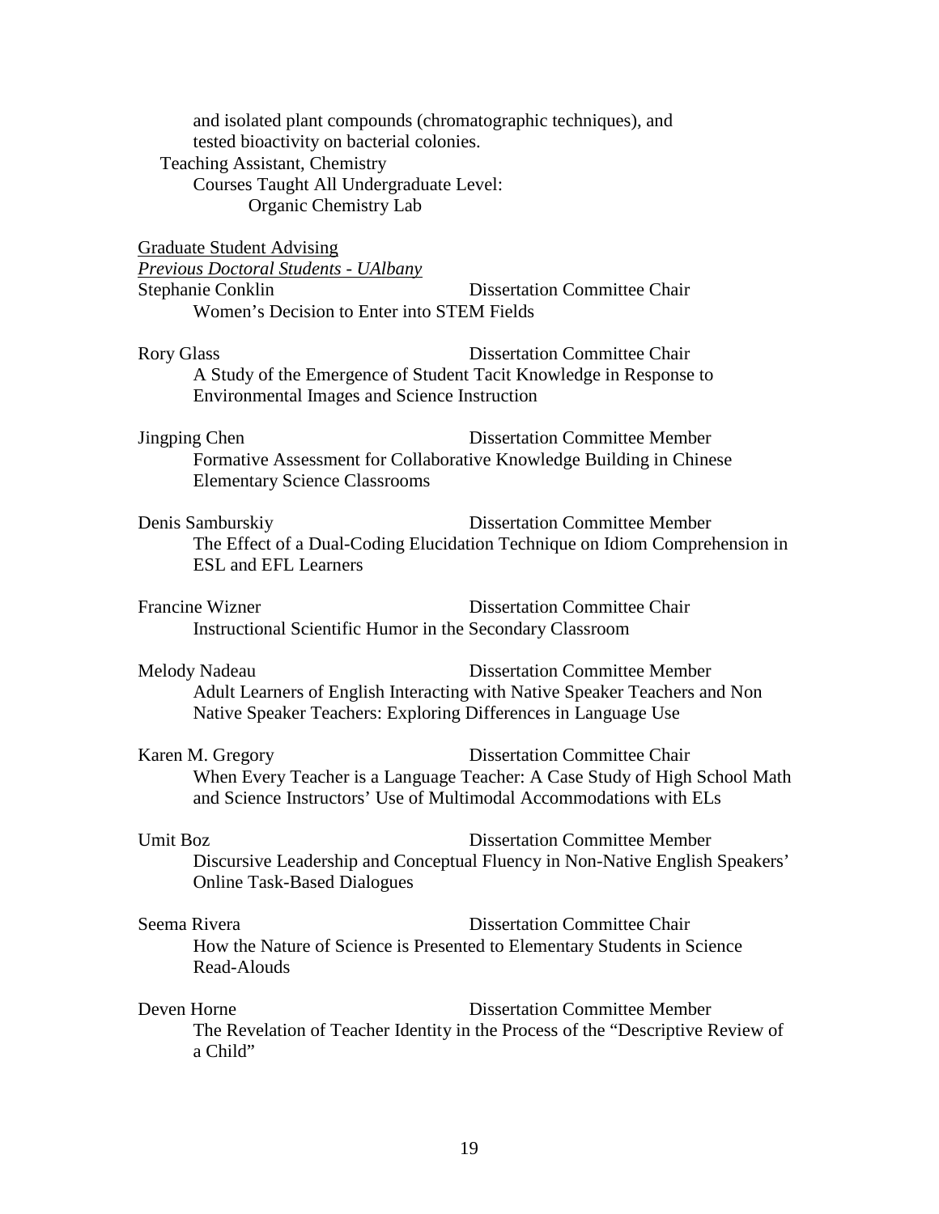and isolated plant compounds (chromatographic techniques), and tested bioactivity on bacterial colonies.

Teaching Assistant, Chemistry

Courses Taught All Undergraduate Level:

Organic Chemistry Lab

<u>Graduate Student Advising</u>

*<u>Previous Doctoral Students - UAlbany</u>*

Stephanie Conklin — Dissertation Committee Chair
Women's Decision to Enter into STEM Fields

Rory Glass — Dissertation Committee Chair
A Study of the Emergence of Student Tacit Knowledge in Response to Environmental Images and Science Instruction

Jingping Chen — Dissertation Committee Member
Formative Assessment for Collaborative Knowledge Building in Chinese Elementary Science Classrooms

Denis Samburskiy — Dissertation Committee Member
The Effect of a Dual-Coding Elucidation Technique on Idiom Comprehension in ESL and EFL Learners

Francine Wizner — Dissertation Committee Chair
Instructional Scientific Humor in the Secondary Classroom

Melody Nadeau — Dissertation Committee Member
Adult Learners of English Interacting with Native Speaker Teachers and Non Native Speaker Teachers: Exploring Differences in Language Use

Karen M. Gregory — Dissertation Committee Chair
When Every Teacher is a Language Teacher: A Case Study of High School Math and Science Instructors' Use of Multimodal Accommodations with ELs

Umit Boz — Dissertation Committee Member
Discursive Leadership and Conceptual Fluency in Non-Native English Speakers' Online Task-Based Dialogues

Seema Rivera — Dissertation Committee Chair
How the Nature of Science is Presented to Elementary Students in Science Read-Alouds

Deven Horne — Dissertation Committee Member
The Revelation of Teacher Identity in the Process of the "Descriptive Review of a Child"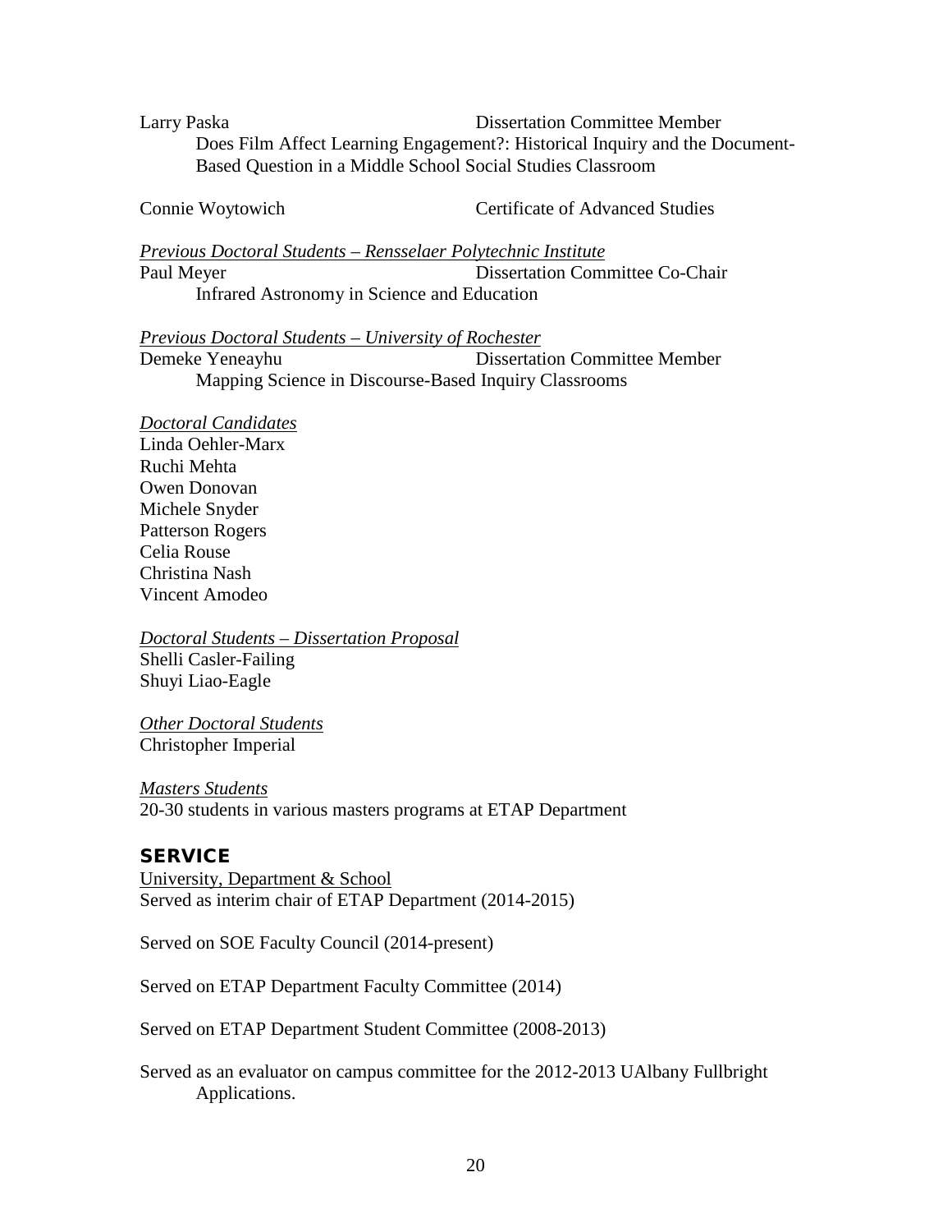Larry Paska — Dissertation Committee Member
Does Film Affect Learning Engagement?: Historical Inquiry and the Document-Based Question in a Middle School Social Studies Classroom

Connie Woytowich — Certificate of Advanced Studies

*Previous Doctoral Students – Rensselaer Polytechnic Institute*

Paul Meyer — Dissertation Committee Co-Chair
Infrared Astronomy in Science and Education

*Previous Doctoral Students – University of Rochester*

Demeke Yeneayhu — Dissertation Committee Member
Mapping Science in Discourse-Based Inquiry Classrooms

*Doctoral Candidates*

Linda Oehler-Marx
Ruchi Mehta
Owen Donovan
Michele Snyder
Patterson Rogers
Celia Rouse
Christina Nash
Vincent Amodeo

*Doctoral Students – Dissertation Proposal*

Shelli Casler-Failing
Shuyi Liao-Eagle

*Other Doctoral Students*

Christopher Imperial

*Masters Students*

20-30 students in various masters programs at ETAP Department

## SERVICE

University, Department & School

Served as interim chair of ETAP Department (2014-2015)

Served on SOE Faculty Council (2014-present)

Served on ETAP Department Faculty Committee (2014)

Served on ETAP Department Student Committee (2008-2013)

Served as an evaluator on campus committee for the 2012-2013 UAlbany Fullbright Applications.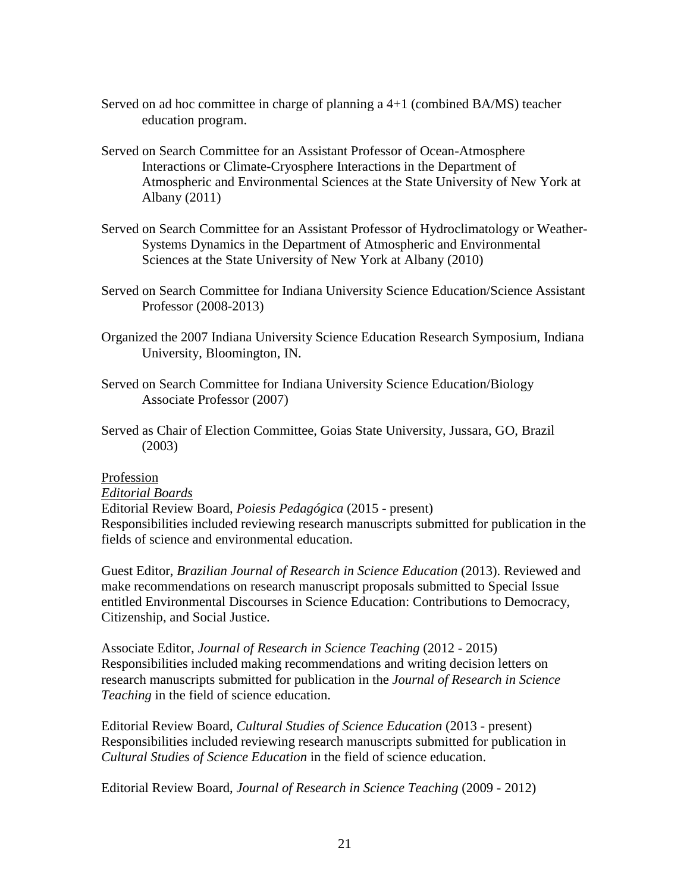Served on ad hoc committee in charge of planning a 4+1 (combined BA/MS) teacher education program.

Served on Search Committee for an Assistant Professor of Ocean-Atmosphere Interactions or Climate-Cryosphere Interactions in the Department of Atmospheric and Environmental Sciences at the State University of New York at Albany (2011)

Served on Search Committee for an Assistant Professor of Hydroclimatology or Weather-Systems Dynamics in the Department of Atmospheric and Environmental Sciences at the State University of New York at Albany (2010)

Served on Search Committee for Indiana University Science Education/Science Assistant Professor (2008-2013)

Organized the 2007 Indiana University Science Education Research Symposium, Indiana University, Bloomington, IN.

Served on Search Committee for Indiana University Science Education/Biology Associate Professor (2007)

Served as Chair of Election Committee, Goias State University, Jussara, GO, Brazil (2003)

<u>Profession</u>

*<u>Editorial Boards</u>*

Editorial Review Board, *Poiesis Pedagógica* (2015 - present)
Responsibilities included reviewing research manuscripts submitted for publication in the fields of science and environmental education.

Guest Editor, *Brazilian Journal of Research in Science Education* (2013). Reviewed and make recommendations on research manuscript proposals submitted to Special Issue entitled Environmental Discourses in Science Education: Contributions to Democracy, Citizenship, and Social Justice.

Associate Editor, *Journal of Research in Science Teaching* (2012 - 2015)
Responsibilities included making recommendations and writing decision letters on research manuscripts submitted for publication in the *Journal of Research in Science Teaching* in the field of science education.

Editorial Review Board, *Cultural Studies of Science Education* (2013 - present)
Responsibilities included reviewing research manuscripts submitted for publication in *Cultural Studies of Science Education* in the field of science education.

Editorial Review Board, *Journal of Research in Science Teaching* (2009 - 2012)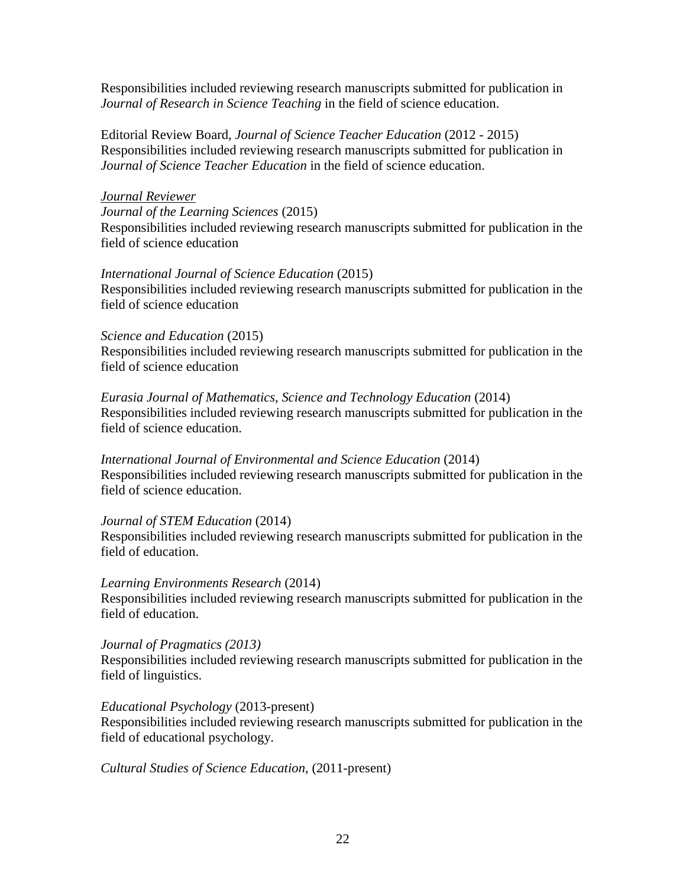Responsibilities included reviewing research manuscripts submitted for publication in *Journal of Research in Science Teaching* in the field of science education.

Editorial Review Board, *Journal of Science Teacher Education* (2012 - 2015)
Responsibilities included reviewing research manuscripts submitted for publication in *Journal of Science Teacher Education* in the field of science education.

<u>*Journal Reviewer*</u>
*Journal of the Learning Sciences* (2015)
Responsibilities included reviewing research manuscripts submitted for publication in the field of science education

*International Journal of Science Education* (2015)
Responsibilities included reviewing research manuscripts submitted for publication in the field of science education

*Science and Education* (2015)
Responsibilities included reviewing research manuscripts submitted for publication in the field of science education

*Eurasia Journal of Mathematics, Science and Technology Education* (2014)
Responsibilities included reviewing research manuscripts submitted for publication in the field of science education.

*International Journal of Environmental and Science Education* (2014)
Responsibilities included reviewing research manuscripts submitted for publication in the field of science education.

*Journal of STEM Education* (2014)
Responsibilities included reviewing research manuscripts submitted for publication in the field of education.

*Learning Environments Research* (2014)
Responsibilities included reviewing research manuscripts submitted for publication in the field of education.

*Journal of Pragmatics (2013)*
Responsibilities included reviewing research manuscripts submitted for publication in the field of linguistics.

*Educational Psychology* (2013-present)
Responsibilities included reviewing research manuscripts submitted for publication in the field of educational psychology.

*Cultural Studies of Science Education*, (2011-present)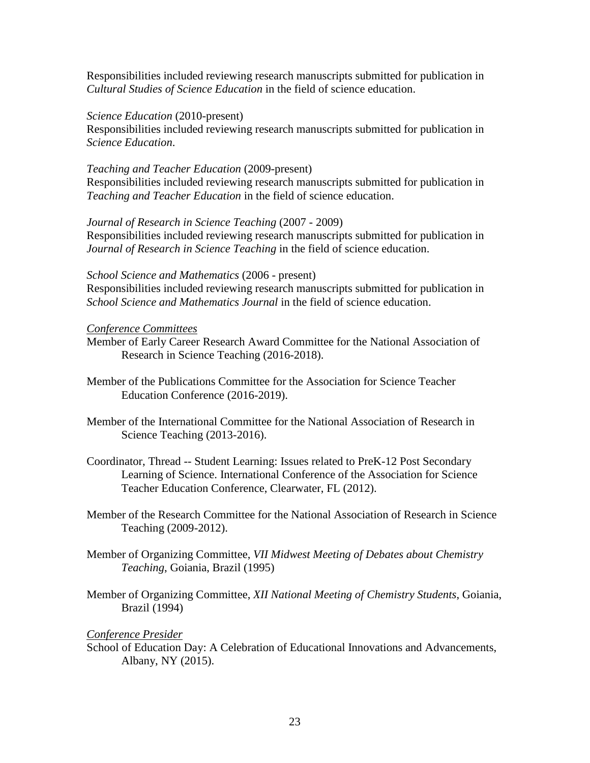Responsibilities included reviewing research manuscripts submitted for publication in *Cultural Studies of Science Education* in the field of science education.

*Science Education* (2010-present)
Responsibilities included reviewing research manuscripts submitted for publication in *Science Education*.

*Teaching and Teacher Education* (2009-present)
Responsibilities included reviewing research manuscripts submitted for publication in *Teaching and Teacher Education* in the field of science education.

*Journal of Research in Science Teaching* (2007 - 2009)
Responsibilities included reviewing research manuscripts submitted for publication in *Journal of Research in Science Teaching* in the field of science education.

*School Science and Mathematics* (2006 - present)
Responsibilities included reviewing research manuscripts submitted for publication in *School Science and Mathematics Journal* in the field of science education.

*Conference Committees*

Member of Early Career Research Award Committee for the National Association of Research in Science Teaching (2016-2018).

Member of the Publications Committee for the Association for Science Teacher Education Conference (2016-2019).

Member of the International Committee for the National Association of Research in Science Teaching (2013-2016).

Coordinator, Thread -- Student Learning: Issues related to PreK-12 Post Secondary Learning of Science. International Conference of the Association for Science Teacher Education Conference, Clearwater, FL (2012).

Member of the Research Committee for the National Association of Research in Science Teaching (2009-2012).

Member of Organizing Committee, *VII Midwest Meeting of Debates about Chemistry Teaching*, Goiania, Brazil (1995)

Member of Organizing Committee, *XII National Meeting of Chemistry Students*, Goiania, Brazil (1994)

*Conference Presider*

School of Education Day: A Celebration of Educational Innovations and Advancements, Albany, NY (2015).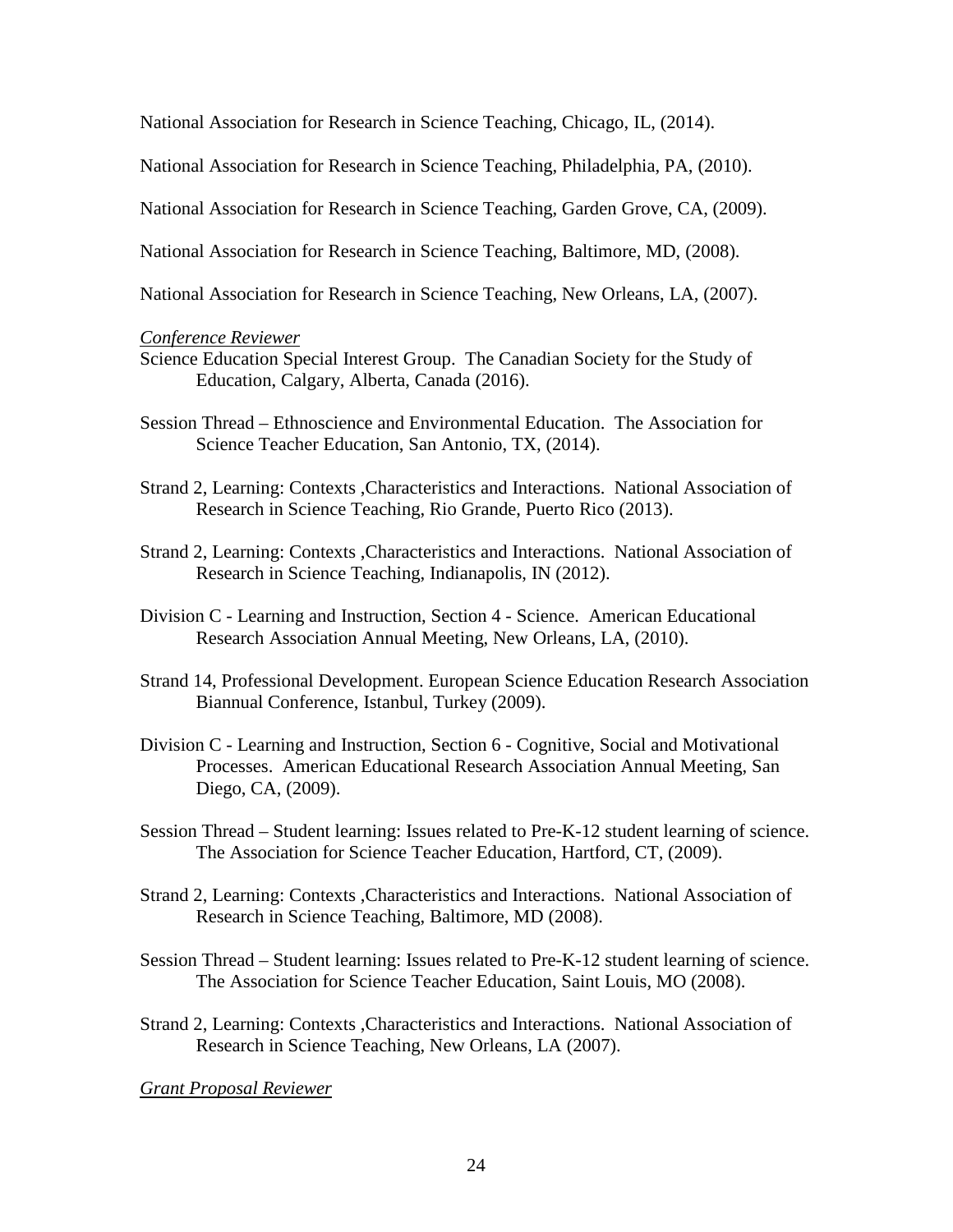National Association for Research in Science Teaching, Chicago, IL, (2014).

National Association for Research in Science Teaching, Philadelphia, PA, (2010).

National Association for Research in Science Teaching, Garden Grove, CA, (2009).

National Association for Research in Science Teaching, Baltimore, MD, (2008).

National Association for Research in Science Teaching, New Orleans, LA, (2007).

*Conference Reviewer*

Science Education Special Interest Group. The Canadian Society for the Study of Education, Calgary, Alberta, Canada (2016).

Session Thread – Ethnoscience and Environmental Education. The Association for Science Teacher Education, San Antonio, TX, (2014).

Strand 2, Learning: Contexts ,Characteristics and Interactions. National Association of Research in Science Teaching, Rio Grande, Puerto Rico (2013).

Strand 2, Learning: Contexts ,Characteristics and Interactions. National Association of Research in Science Teaching, Indianapolis, IN (2012).

Division C - Learning and Instruction, Section 4 - Science. American Educational Research Association Annual Meeting, New Orleans, LA, (2010).

Strand 14, Professional Development. European Science Education Research Association Biannual Conference, Istanbul, Turkey (2009).

Division C - Learning and Instruction, Section 6 - Cognitive, Social and Motivational Processes. American Educational Research Association Annual Meeting, San Diego, CA, (2009).

Session Thread – Student learning: Issues related to Pre-K-12 student learning of science. The Association for Science Teacher Education, Hartford, CT, (2009).

Strand 2, Learning: Contexts ,Characteristics and Interactions. National Association of Research in Science Teaching, Baltimore, MD (2008).

Session Thread – Student learning: Issues related to Pre-K-12 student learning of science. The Association for Science Teacher Education, Saint Louis, MO (2008).

Strand 2, Learning: Contexts ,Characteristics and Interactions. National Association of Research in Science Teaching, New Orleans, LA (2007).

*Grant Proposal Reviewer*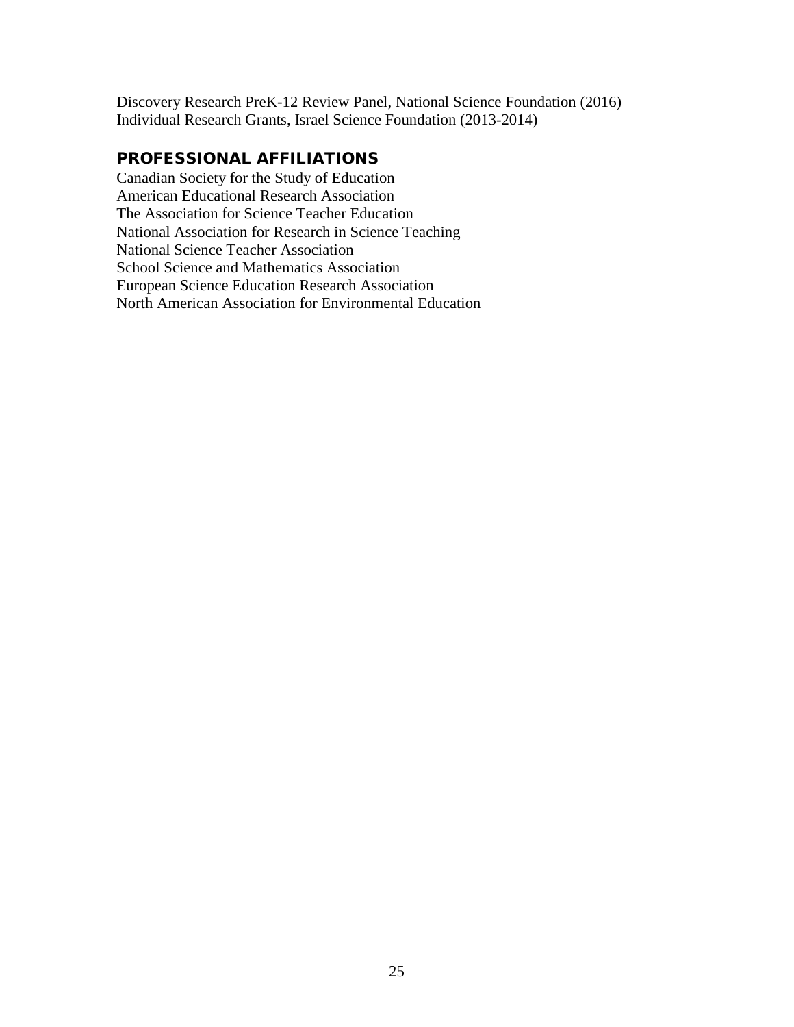Discovery Research PreK-12 Review Panel, National Science Foundation (2016)
Individual Research Grants, Israel Science Foundation (2013-2014)

## PROFESSIONAL AFFILIATIONS

Canadian Society for the Study of Education
American Educational Research Association
The Association for Science Teacher Education
National Association for Research in Science Teaching
National Science Teacher Association
School Science and Mathematics Association
European Science Education Research Association
North American Association for Environmental Education